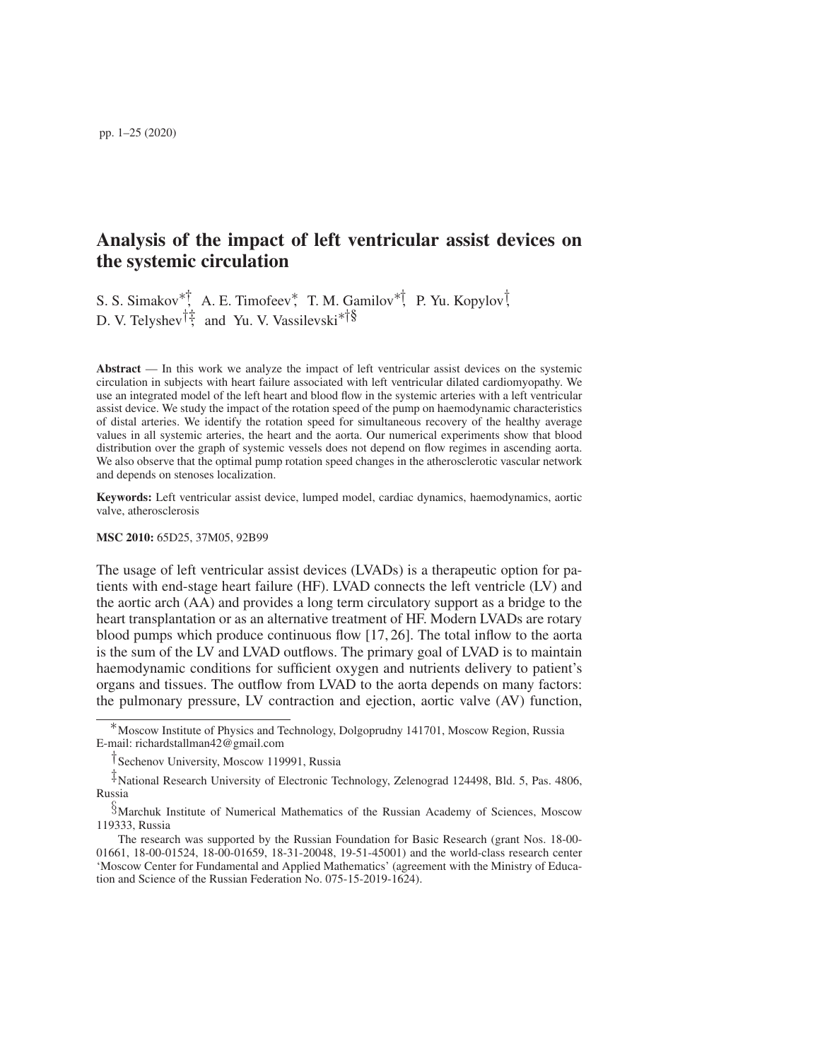# Analysis of the impact of left ventricular assist devices on the systemic circulation

S. S. Simakov[*,†], A. E. Timofeev[*], T. M. Gamilov[*,†], P. Yu. Kopylov[†], D. V. Telyshev[†,‡], and Yu. V. Vassilevski[*,†,§]

**Abstract** — In this work we analyze the impact of left ventricular assist devices on the systemic circulation in subjects with heart failure associated with left ventricular dilated cardiomyopathy. We use an integrated model of the left heart and blood flow in the systemic arteries with a left ventricular assist device. We study the impact of the rotation speed of the pump on haemodynamic characteristics of distal arteries. We identify the rotation speed for simultaneous recovery of the healthy average values in all systemic arteries, the heart and the aorta. Our numerical experiments show that blood distribution over the graph of systemic vessels does not depend on flow regimes in ascending aorta. We also observe that the optimal pump rotation speed changes in the atherosclerotic vascular network and depends on stenoses localization.

**Keywords:** Left ventricular assist device, lumped model, cardiac dynamics, haemodynamics, aortic valve, atherosclerosis

**MSC 2010:** 65D25, 37M05, 92B99

The usage of left ventricular assist devices (LVADs) is a therapeutic option for patients with end-stage heart failure (HF). LVAD connects the left ventricle (LV) and the aortic arch (AA) and provides a long term circulatory support as a bridge to the heart transplantation or as an alternative treatment of HF. Modern LVADs are rotary blood pumps which produce continuous flow [17, 26]. The total inflow to the aorta is the sum of the LV and LVAD outflows. The primary goal of LVAD is to maintain haemodynamic conditions for sufficient oxygen and nutrients delivery to patient's organs and tissues. The outflow from LVAD to the aorta depends on many factors: the pulmonary pressure, LV contraction and ejection, aortic valve (AV) function,

---

[*] Moscow Institute of Physics and Technology, Dolgoprudny 141701, Moscow Region, Russia E-mail: richardstallman42@gmail.com

[†] Sechenov University, Moscow 119991, Russia

[‡] National Research University of Electronic Technology, Zelenograd 124498, Bld. 5, Pas. 4806, Russia

[§] Marchuk Institute of Numerical Mathematics of the Russian Academy of Sciences, Moscow 119333, Russia

The research was supported by the Russian Foundation for Basic Research (grant Nos. 18-00-01661, 18-00-01524, 18-00-01659, 18-31-20048, 19-51-45001) and the world-class research center 'Moscow Center for Fundamental and Applied Mathematics' (agreement with the Ministry of Education and Science of the Russian Federation No. 075-15-2019-1624).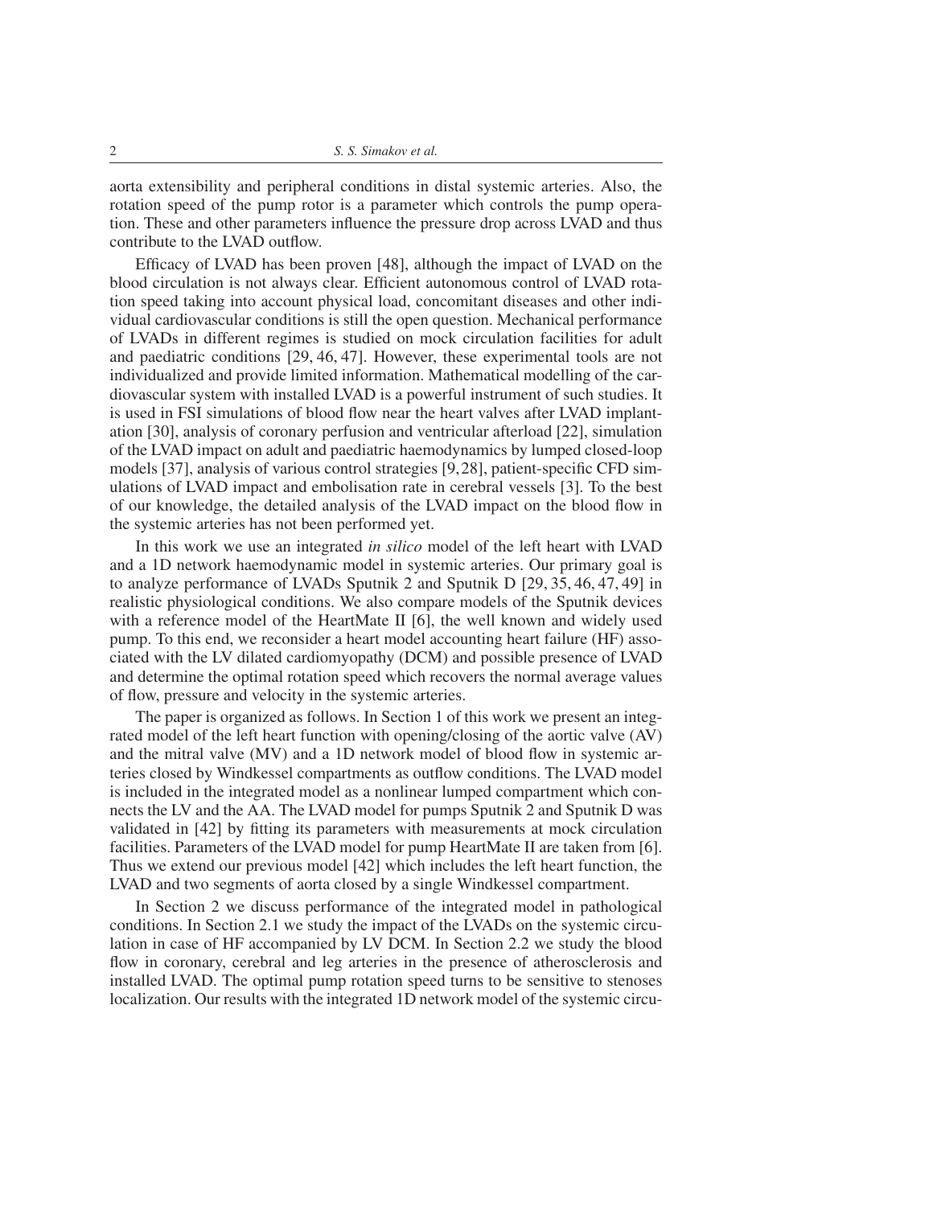aorta extensibility and peripheral conditions in distal systemic arteries. Also, the rotation speed of the pump rotor is a parameter which controls the pump operation. These and other parameters influence the pressure drop across LVAD and thus contribute to the LVAD outflow.

Efficacy of LVAD has been proven [48], although the impact of LVAD on the blood circulation is not always clear. Efficient autonomous control of LVAD rotation speed taking into account physical load, concomitant diseases and other individual cardiovascular conditions is still the open question. Mechanical performance of LVADs in different regimes is studied on mock circulation facilities for adult and paediatric conditions [29, 46, 47]. However, these experimental tools are not individualized and provide limited information. Mathematical modelling of the cardiovascular system with installed LVAD is a powerful instrument of such studies. It is used in FSI simulations of blood flow near the heart valves after LVAD implantation [30], analysis of coronary perfusion and ventricular afterload [22], simulation of the LVAD impact on adult and paediatric haemodynamics by lumped closed-loop models [37], analysis of various control strategies [9, 28], patient-specific CFD simulations of LVAD impact and embolisation rate in cerebral vessels [3]. To the best of our knowledge, the detailed analysis of the LVAD impact on the blood flow in the systemic arteries has not been performed yet.

In this work we use an integrated *in silico* model of the left heart with LVAD and a 1D network haemodynamic model in systemic arteries. Our primary goal is to analyze performance of LVADs Sputnik 2 and Sputnik D [29, 35, 46, 47, 49] in realistic physiological conditions. We also compare models of the Sputnik devices with a reference model of the HeartMate II [6], the well known and widely used pump. To this end, we reconsider a heart model accounting heart failure (HF) associated with the LV dilated cardiomyopathy (DCM) and possible presence of LVAD and determine the optimal rotation speed which recovers the normal average values of flow, pressure and velocity in the systemic arteries.

The paper is organized as follows. In Section 1 of this work we present an integrated model of the left heart function with opening/closing of the aortic valve (AV) and the mitral valve (MV) and a 1D network model of blood flow in systemic arteries closed by Windkessel compartments as outflow conditions. The LVAD model is included in the integrated model as a nonlinear lumped compartment which connects the LV and the AA. The LVAD model for pumps Sputnik 2 and Sputnik D was validated in [42] by fitting its parameters with measurements at mock circulation facilities. Parameters of the LVAD model for pump HeartMate II are taken from [6]. Thus we extend our previous model [42] which includes the left heart function, the LVAD and two segments of aorta closed by a single Windkessel compartment.

In Section 2 we discuss performance of the integrated model in pathological conditions. In Section 2.1 we study the impact of the LVADs on the systemic circulation in case of HF accompanied by LV DCM. In Section 2.2 we study the blood flow in coronary, cerebral and leg arteries in the presence of atherosclerosis and installed LVAD. The optimal pump rotation speed turns to be sensitive to stenoses localization. Our results with the integrated 1D network model of the systemic circu-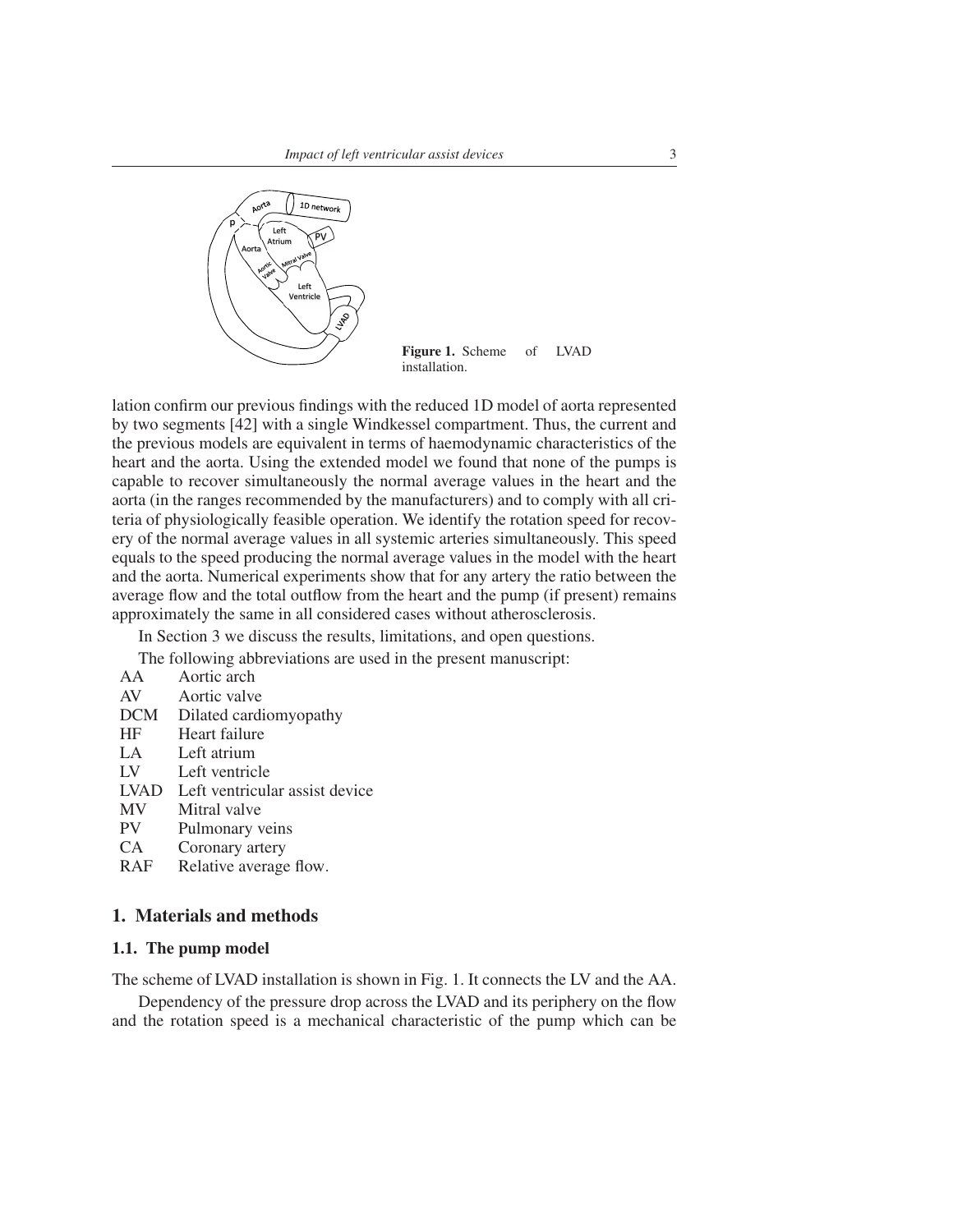Aorta
1D network
P
Left Atrium
PV
Aorta
Aortic Valve
Mitral Valve
Left Ventricle
LVAD

**Figure 1.** Scheme of LVAD installation.

lation confirm our previous findings with the reduced 1D model of aorta represented by two segments [42] with a single Windkessel compartment. Thus, the current and the previous models are equivalent in terms of haemodynamic characteristics of the heart and the aorta. Using the extended model we found that none of the pumps is capable to recover simultaneously the normal average values in the heart and the aorta (in the ranges recommended by the manufacturers) and to comply with all criteria of physiologically feasible operation. We identify the rotation speed for recovery of the normal average values in all systemic arteries simultaneously. This speed equals to the speed producing the normal average values in the model with the heart and the aorta. Numerical experiments show that for any artery the ratio between the average flow and the total outflow from the heart and the pump (if present) remains approximately the same in all considered cases without atherosclerosis.

In Section 3 we discuss the results, limitations, and open questions.

The following abbreviations are used in the present manuscript:

| | |
|---|---|
| AA | Aortic arch |
| AV | Aortic valve |
| DCM | Dilated cardiomyopathy |
| HF | Heart failure |
| LA | Left atrium |
| LV | Left ventricle |
| LVAD | Left ventricular assist device |
| MV | Mitral valve |
| PV | Pulmonary veins |
| CA | Coronary artery |
| RAF | Relative average flow. |

## 1. Materials and methods

### 1.1. The pump model

The scheme of LVAD installation is shown in Fig. 1. It connects the LV and the AA.

Dependency of the pressure drop across the LVAD and its periphery on the flow and the rotation speed is a mechanical characteristic of the pump which can be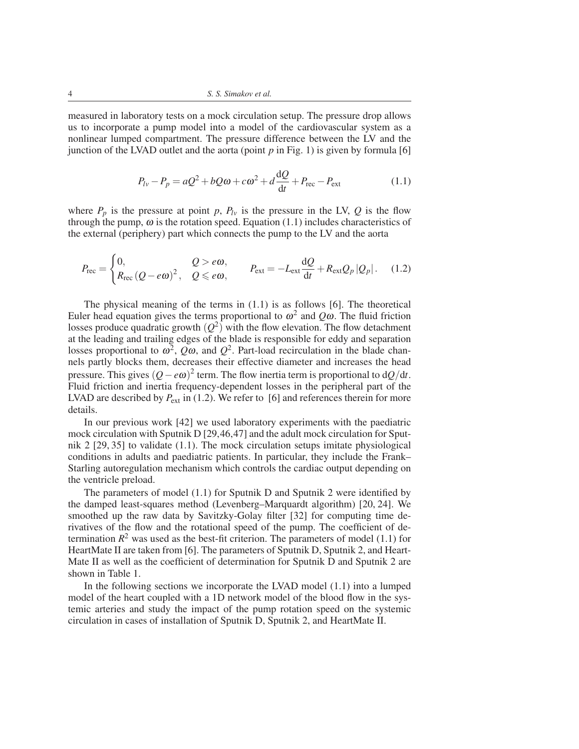measured in laboratory tests on a mock circulation setup. The pressure drop allows us to incorporate a pump model into a model of the cardiovascular system as a nonlinear lumped compartment. The pressure difference between the LV and the junction of the LVAD outlet and the aorta (point $p$ in Fig. 1) is given by formula [6]

$$P_{lv} - P_p = aQ^2 + bQ\omega + c\omega^2 + d\frac{\mathrm{d}Q}{\mathrm{d}t} + P_{\mathrm{rec}} - P_{\mathrm{ext}} \tag{1.1}$$

where $P_p$ is the pressure at point $p$, $P_{lv}$ is the pressure in the LV, $Q$ is the flow through the pump, $\omega$ is the rotation speed. Equation (1.1) includes characteristics of the external (periphery) part which connects the pump to the LV and the aorta

$$P_{\mathrm{rec}} = \begin{cases} 0, & Q > e\omega, \\ R_{\mathrm{rec}}\left(Q - e\omega\right)^2, & Q \leqslant e\omega, \end{cases} \qquad P_{\mathrm{ext}} = -L_{\mathrm{ext}}\frac{\mathrm{d}Q}{\mathrm{d}t} + R_{\mathrm{ext}}Q_p\left|Q_p\right|. \tag{1.2}$$

The physical meaning of the terms in (1.1) is as follows [6]. The theoretical Euler head equation gives the terms proportional to $\omega^2$ and $Q\omega$. The fluid friction losses produce quadratic growth ($Q^2$) with the flow elevation. The flow detachment at the leading and trailing edges of the blade is responsible for eddy and separation losses proportional to $\omega^2$, $Q\omega$, and $Q^2$. Part-load recirculation in the blade channels partly blocks them, decreases their effective diameter and increases the head pressure. This gives $(Q - e\omega)^2$ term. The flow inertia term is proportional to $\mathrm{d}Q/\mathrm{d}t$. Fluid friction and inertia frequency-dependent losses in the peripheral part of the LVAD are described by $P_{\mathrm{ext}}$ in (1.2). We refer to [6] and references therein for more details.

In our previous work [42] we used laboratory experiments with the paediatric mock circulation with Sputnik D [29,46,47] and the adult mock circulation for Sputnik 2 [29, 35] to validate (1.1). The mock circulation setups imitate physiological conditions in adults and paediatric patients. In particular, they include the Frank–Starling autoregulation mechanism which controls the cardiac output depending on the ventricle preload.

The parameters of model (1.1) for Sputnik D and Sputnik 2 were identified by the damped least-squares method (Levenberg–Marquardt algorithm) [20, 24]. We smoothed up the raw data by Savitzky-Golay filter [32] for computing time derivatives of the flow and the rotational speed of the pump. The coefficient of determination $R^2$ was used as the best-fit criterion. The parameters of model (1.1) for HeartMate II are taken from [6]. The parameters of Sputnik D, Sputnik 2, and HeartMate II as well as the coefficient of determination for Sputnik D and Sputnik 2 are shown in Table 1.

In the following sections we incorporate the LVAD model (1.1) into a lumped model of the heart coupled with a 1D network model of the blood flow in the systemic arteries and study the impact of the pump rotation speed on the systemic circulation in cases of installation of Sputnik D, Sputnik 2, and HeartMate II.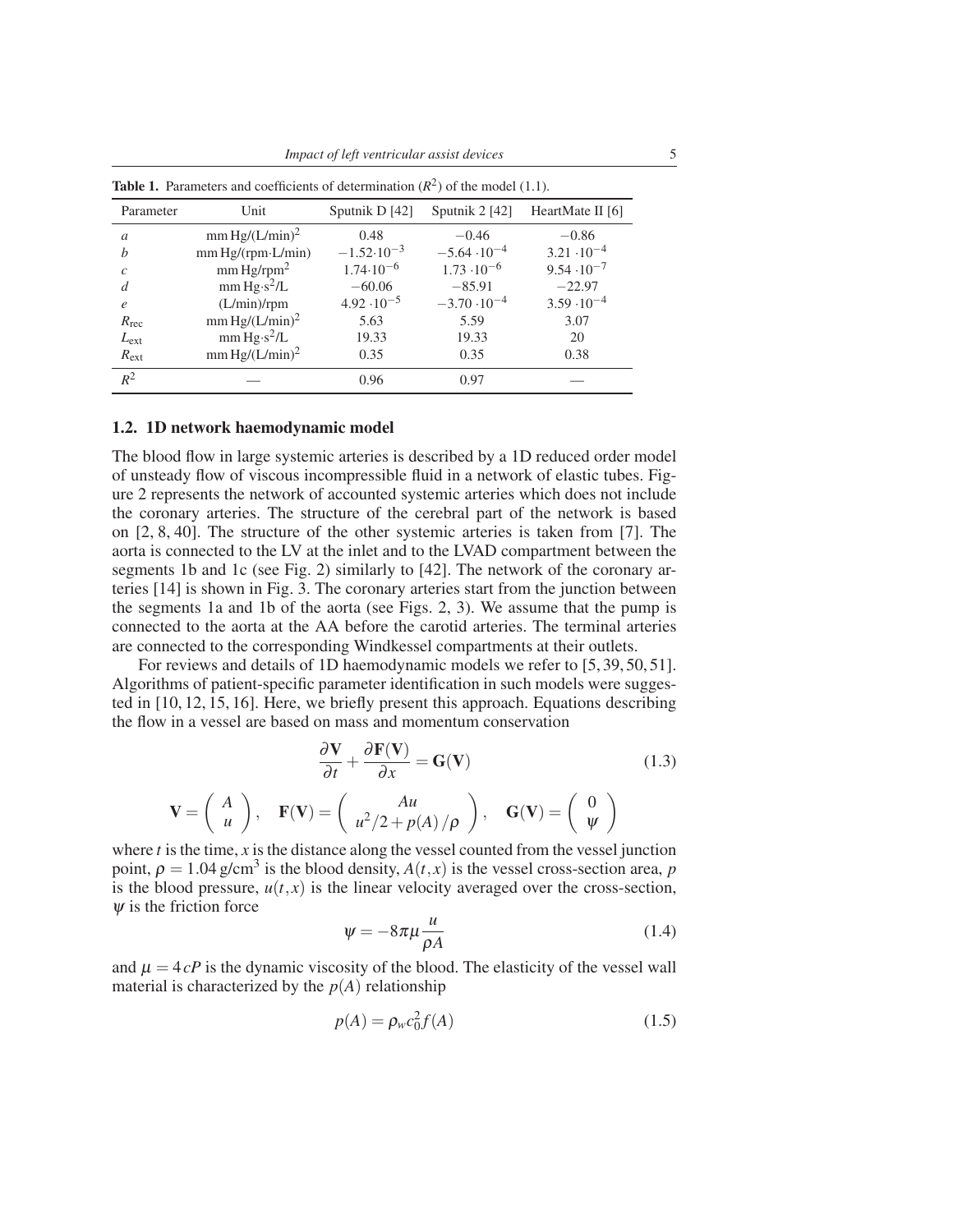**Table 1.** Parameters and coefficients of determination ($R^2$) of the model (1.1).

| Parameter | Unit | Sputnik D [42] | Sputnik 2 [42] | HeartMate II [6] |
|---|---|---|---|---|
| $a$ | $\mathrm{mm\,Hg/(L/min)^2}$ | 0.48 | $-0.46$ | $-0.86$ |
| $b$ | $\mathrm{mm\,Hg/(rpm{\cdot}L/min)}$ | $-1.52{\cdot}10^{-3}$ | $-5.64\cdot10^{-4}$ | $3.21\cdot10^{-4}$ |
| $c$ | $\mathrm{mm\,Hg/rpm^2}$ | $1.74{\cdot}10^{-6}$ | $1.73\cdot10^{-6}$ | $9.54\cdot10^{-7}$ |
| $d$ | $\mathrm{mm\,Hg{\cdot}s^2/L}$ | $-60.06$ | $-85.91$ | $-22.97$ |
| $e$ | $\mathrm{(L/min)/rpm}$ | $4.92\cdot10^{-5}$ | $-3.70\cdot10^{-4}$ | $3.59\cdot10^{-4}$ |
| $R_{\mathrm{rec}}$ | $\mathrm{mm\,Hg/(L/min)^2}$ | 5.63 | 5.59 | 3.07 |
| $L_{\mathrm{ext}}$ | $\mathrm{mm\,Hg{\cdot}s^2/L}$ | 19.33 | 19.33 | 20 |
| $R_{\mathrm{ext}}$ | $\mathrm{mm\,Hg/(L/min)^2}$ | 0.35 | 0.35 | 0.38 |
| $R^2$ | — | 0.96 | 0.97 | — |

### 1.2. 1D network haemodynamic model

The blood flow in large systemic arteries is described by a 1D reduced order model of unsteady flow of viscous incompressible fluid in a network of elastic tubes. Figure 2 represents the network of accounted systemic arteries which does not include the coronary arteries. The structure of the cerebral part of the network is based on [2, 8, 40]. The structure of the other systemic arteries is taken from [7]. The aorta is connected to the LV at the inlet and to the LVAD compartment between the segments 1b and 1c (see Fig. 2) similarly to [42]. The network of the coronary arteries [14] is shown in Fig. 3. The coronary arteries start from the junction between the segments 1a and 1b of the aorta (see Figs. 2, 3). We assume that the pump is connected to the aorta at the AA before the carotid arteries. The terminal arteries are connected to the corresponding Windkessel compartments at their outlets.

For reviews and details of 1D haemodynamic models we refer to [5, 39, 50, 51]. Algorithms of patient-specific parameter identification in such models were suggested in [10, 12, 15, 16]. Here, we briefly present this approach. Equations describing the flow in a vessel are based on mass and momentum conservation

$$\frac{\partial \mathbf{V}}{\partial t} + \frac{\partial \mathbf{F}(\mathbf{V})}{\partial x} = \mathbf{G}(\mathbf{V}) \tag{1.3}$$

$$\mathbf{V} = \begin{pmatrix} A \\ u \end{pmatrix}, \quad \mathbf{F}(\mathbf{V}) = \begin{pmatrix} Au \\ u^2/2 + p(A)/\rho \end{pmatrix}, \quad \mathbf{G}(\mathbf{V}) = \begin{pmatrix} 0 \\ \psi \end{pmatrix}$$

where $t$ is the time, $x$ is the distance along the vessel counted from the vessel junction point, $\rho = 1.04\,\mathrm{g/cm^3}$ is the blood density, $A(t,x)$ is the vessel cross-section area, $p$ is the blood pressure, $u(t,x)$ is the linear velocity averaged over the cross-section, $\psi$ is the friction force

$$\psi = -8\pi\mu \frac{u}{\rho A} \tag{1.4}$$

and $\mu = 4\,cP$ is the dynamic viscosity of the blood. The elasticity of the vessel wall material is characterized by the $p(A)$ relationship

$$p(A) = \rho_w c_0^2 f(A) \tag{1.5}$$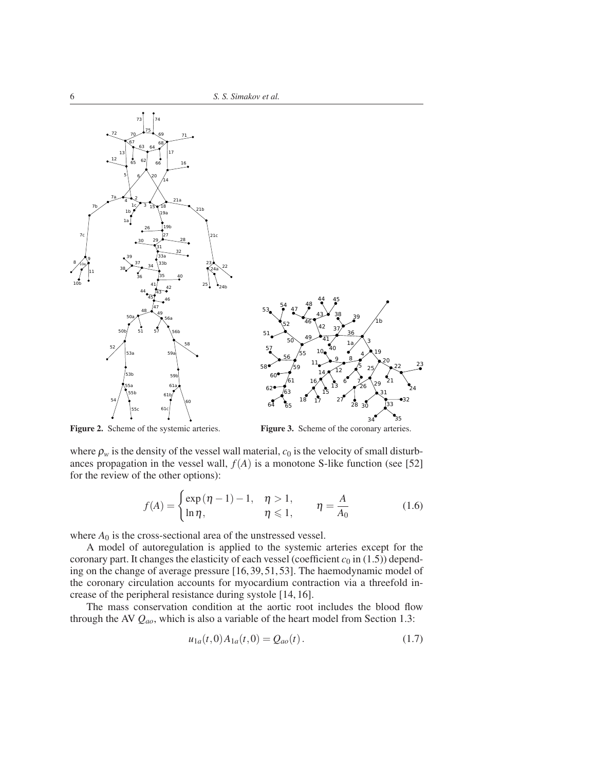Figure 2. Scheme of the systemic arteries.

Figure 3. Scheme of the coronary arteries.

where $\rho_w$ is the density of the vessel wall material, $c_0$ is the velocity of small disturbances propagation in the vessel wall, $f(A)$ is a monotone S-like function (see [52] for the review of the other options):

$$f(A) = \begin{cases} \exp(\eta - 1) - 1, & \eta > 1, \\ \ln \eta, & \eta \leqslant 1, \end{cases} \qquad \eta = \frac{A}{A_0} \tag{1.6}$$

where $A_0$ is the cross-sectional area of the unstressed vessel.

A model of autoregulation is applied to the systemic arteries except for the coronary part. It changes the elasticity of each vessel (coefficient $c_0$ in (1.5)) depending on the change of average pressure [16, 39, 51, 53]. The haemodynamic model of the coronary circulation accounts for myocardium contraction via a threefold increase of the peripheral resistance during systole [14, 16].

The mass conservation condition at the aortic root includes the blood flow through the AV $Q_{ao}$, which is also a variable of the heart model from Section 1.3:

$$u_{1a}(t,0)A_{1a}(t,0) = Q_{ao}(t). \tag{1.7}$$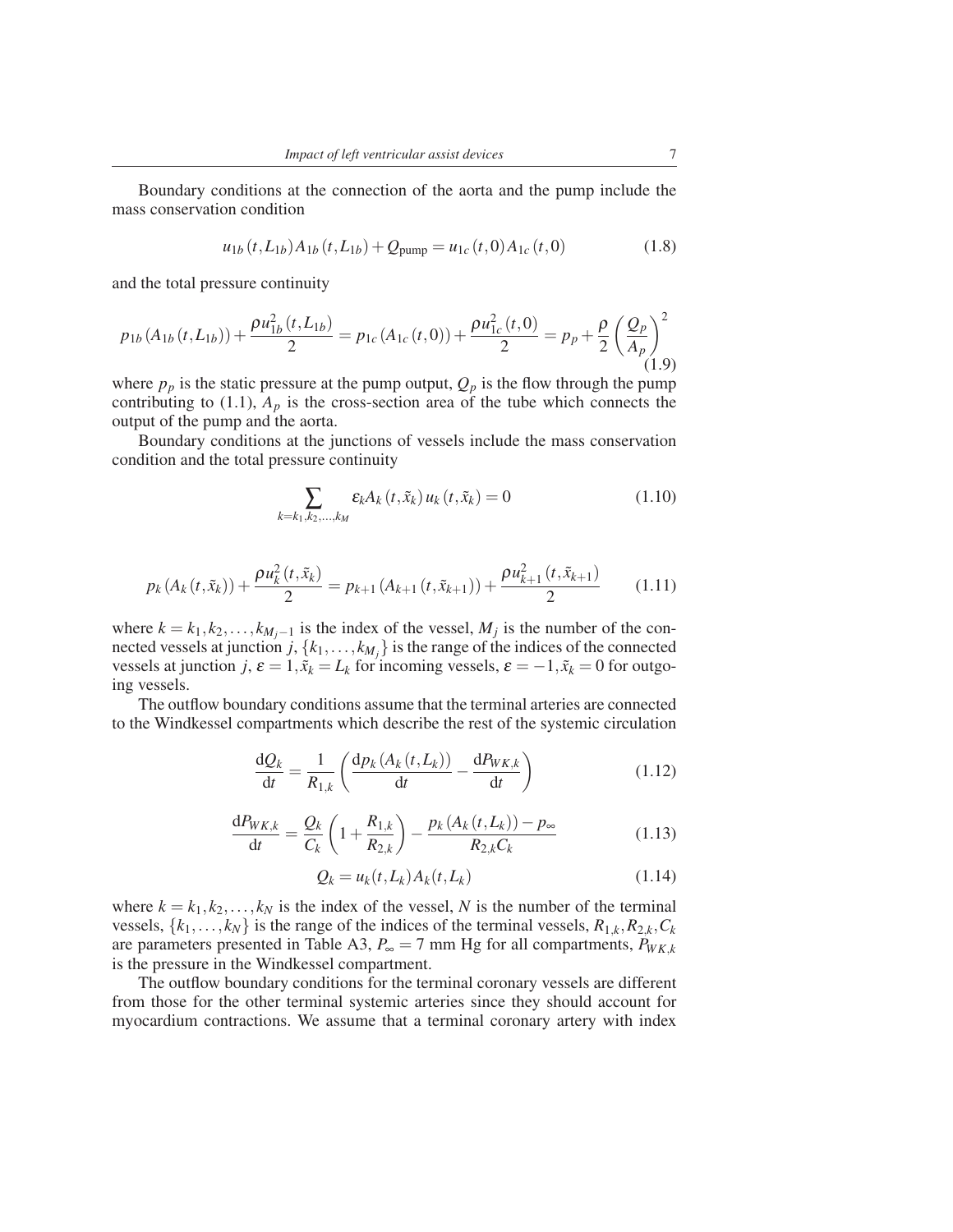Boundary conditions at the connection of the aorta and the pump include the mass conservation condition

$$u_{1b}(t,L_{1b})A_{1b}(t,L_{1b}) + Q_{\text{pump}} = u_{1c}(t,0)A_{1c}(t,0) \tag{1.8}$$

and the total pressure continuity

$$p_{1b}(A_{1b}(t,L_{1b})) + \frac{\rho u_{1b}^2(t,L_{1b})}{2} = p_{1c}(A_{1c}(t,0)) + \frac{\rho u_{1c}^2(t,0)}{2} = p_p + \frac{\rho}{2}\left(\frac{Q_p}{A_p}\right)^2 \tag{1.9}$$

where $p_p$ is the static pressure at the pump output, $Q_p$ is the flow through the pump contributing to (1.1), $A_p$ is the cross-section area of the tube which connects the output of the pump and the aorta.

Boundary conditions at the junctions of vessels include the mass conservation condition and the total pressure continuity

$$\sum_{k=k_1,k_2,\ldots,k_M} \varepsilon_k A_k(t,\tilde{x}_k)u_k(t,\tilde{x}_k) = 0 \tag{1.10}$$

$$p_k(A_k(t,\tilde{x}_k)) + \frac{\rho u_k^2(t,\tilde{x}_k)}{2} = p_{k+1}(A_{k+1}(t,\tilde{x}_{k+1})) + \frac{\rho u_{k+1}^2(t,\tilde{x}_{k+1})}{2} \tag{1.11}$$

where $k = k_1, k_2, \ldots, k_{M_j - 1}$ is the index of the vessel, $M_j$ is the number of the connected vessels at junction $j$, $\{k_1, \ldots, k_{M_j}\}$ is the range of the indices of the connected vessels at junction $j$, $\varepsilon = 1, \tilde{x}_k = L_k$ for incoming vessels, $\varepsilon = -1, \tilde{x}_k = 0$ for outgoing vessels.

The outflow boundary conditions assume that the terminal arteries are connected to the Windkessel compartments which describe the rest of the systemic circulation

$$\frac{dQ_k}{dt} = \frac{1}{R_{1,k}}\left(\frac{dp_k(A_k(t,L_k))}{dt} - \frac{dP_{WK,k}}{dt}\right) \tag{1.12}$$

$$\frac{dP_{WK,k}}{dt} = \frac{Q_k}{C_k}\left(1 + \frac{R_{1,k}}{R_{2,k}}\right) - \frac{p_k(A_k(t,L_k)) - p_\infty}{R_{2,k}C_k} \tag{1.13}$$

$$Q_k = u_k(t,L_k)A_k(t,L_k) \tag{1.14}$$

where $k = k_1, k_2, \ldots, k_N$ is the index of the vessel, $N$ is the number of the terminal vessels, $\{k_1, \ldots, k_N\}$ is the range of the indices of the terminal vessels, $R_{1,k}, R_{2,k}, C_k$ are parameters presented in Table A3, $P_\infty = 7$ mm Hg for all compartments, $P_{WK,k}$ is the pressure in the Windkessel compartment.

The outflow boundary conditions for the terminal coronary vessels are different from those for the other terminal systemic arteries since they should account for myocardium contractions. We assume that a terminal coronary artery with index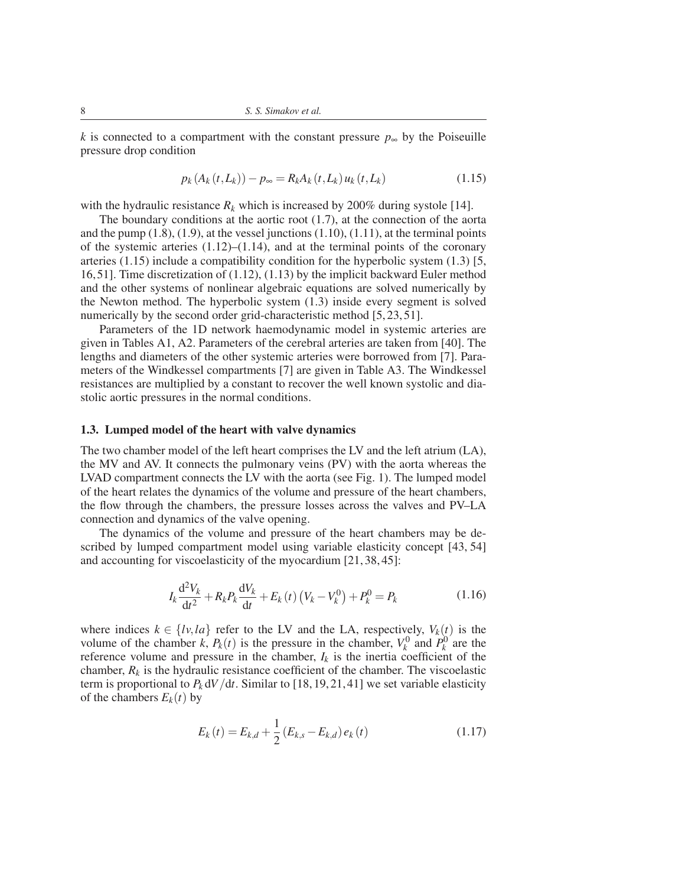$k$ is connected to a compartment with the constant pressure $p_\infty$ by the Poiseuille pressure drop condition

$$p_k\left(A_k\left(t, L_k\right)\right) - p_\infty = R_k A_k\left(t, L_k\right) u_k\left(t, L_k\right) \tag{1.15}$$

with the hydraulic resistance $R_k$ which is increased by 200% during systole [14].

The boundary conditions at the aortic root (1.7), at the connection of the aorta and the pump (1.8), (1.9), at the vessel junctions (1.10), (1.11), at the terminal points of the systemic arteries (1.12)–(1.14), and at the terminal points of the coronary arteries (1.15) include a compatibility condition for the hyperbolic system (1.3) [5, 16, 51]. Time discretization of (1.12), (1.13) by the implicit backward Euler method and the other systems of nonlinear algebraic equations are solved numerically by the Newton method. The hyperbolic system (1.3) inside every segment is solved numerically by the second order grid-characteristic method [5, 23, 51].

Parameters of the 1D network haemodynamic model in systemic arteries are given in Tables A1, A2. Parameters of the cerebral arteries are taken from [40]. The lengths and diameters of the other systemic arteries were borrowed from [7]. Parameters of the Windkessel compartments [7] are given in Table A3. The Windkessel resistances are multiplied by a constant to recover the well known systolic and diastolic aortic pressures in the normal conditions.

### 1.3. Lumped model of the heart with valve dynamics

The two chamber model of the left heart comprises the LV and the left atrium (LA), the MV and AV. It connects the pulmonary veins (PV) with the aorta whereas the LVAD compartment connects the LV with the aorta (see Fig. 1). The lumped model of the heart relates the dynamics of the volume and pressure of the heart chambers, the flow through the chambers, the pressure losses across the valves and PV–LA connection and dynamics of the valve opening.

The dynamics of the volume and pressure of the heart chambers may be described by lumped compartment model using variable elasticity concept [43, 54] and accounting for viscoelasticity of the myocardium [21, 38, 45]:

$$I_k \frac{\mathrm{d}^2 V_k}{\mathrm{d}t^2} + R_k P_k \frac{\mathrm{d}V_k}{\mathrm{d}t} + E_k\left(t\right)\left(V_k - V_k^0\right) + P_k^0 = P_k \tag{1.16}$$

where indices $k \in \{lv, la\}$ refer to the LV and the LA, respectively, $V_k(t)$ is the volume of the chamber $k$, $P_k(t)$ is the pressure in the chamber, $V_k^0$ and $P_k^0$ are the reference volume and pressure in the chamber, $I_k$ is the inertia coefficient of the chamber, $R_k$ is the hydraulic resistance coefficient of the chamber. The viscoelastic term is proportional to $P_k \, \mathrm{d}V/\mathrm{d}t$. Similar to [18, 19, 21, 41] we set variable elasticity of the chambers $E_k(t)$ by

$$E_k\left(t\right) = E_{k,d} + \frac{1}{2}\left(E_{k,s} - E_{k,d}\right) e_k\left(t\right) \tag{1.17}$$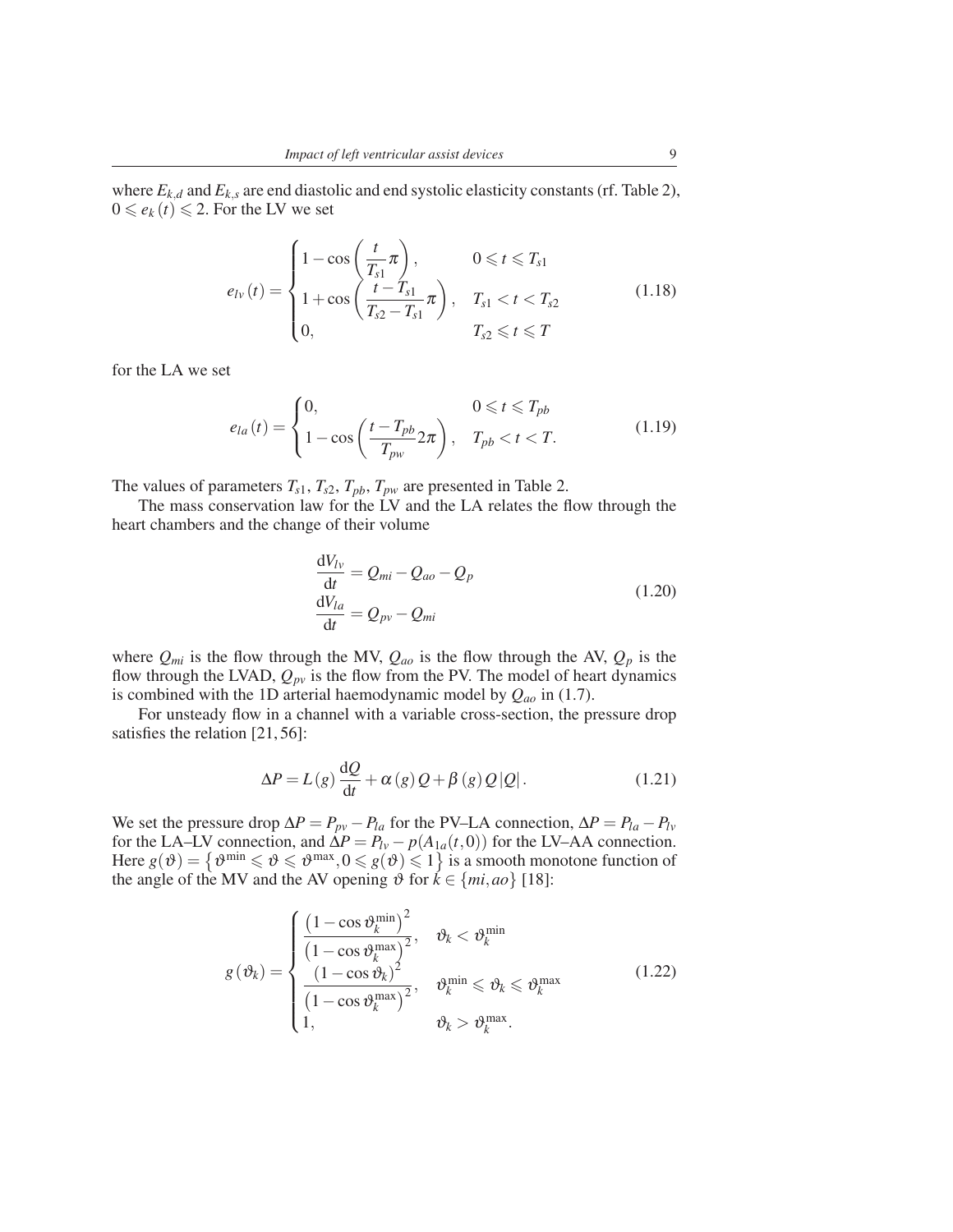where $E_{k,d}$ and $E_{k,s}$ are end diastolic and end systolic elasticity constants (rf. Table 2), $0 \leqslant e_k(t) \leqslant 2$. For the LV we set

$$
e_{lv}(t) = \begin{cases} 1 - \cos\left(\dfrac{t}{T_{s1}}\pi\right), & 0 \leqslant t \leqslant T_{s1} \\ 1 + \cos\left(\dfrac{t - T_{s1}}{T_{s2} - T_{s1}}\pi\right), & T_{s1} < t < T_{s2} \\ 0, & T_{s2} \leqslant t \leqslant T \end{cases} \tag{1.18}
$$

for the LA we set

$$
e_{la}(t) = \begin{cases} 0, & 0 \leqslant t \leqslant T_{pb} \\ 1 - \cos\left(\dfrac{t - T_{pb}}{T_{pw}}2\pi\right), & T_{pb} < t < T. \end{cases} \tag{1.19}
$$

The values of parameters $T_{s1}$, $T_{s2}$, $T_{pb}$, $T_{pw}$ are presented in Table 2.

The mass conservation law for the LV and the LA relates the flow through the heart chambers and the change of their volume

$$
\begin{aligned}
\frac{\mathrm{d}V_{lv}}{\mathrm{d}t} &= Q_{mi} - Q_{ao} - Q_p \\
\frac{\mathrm{d}V_{la}}{\mathrm{d}t} &= Q_{pv} - Q_{mi}
\end{aligned} \tag{1.20}
$$

where $Q_{mi}$ is the flow through the MV, $Q_{ao}$ is the flow through the AV, $Q_p$ is the flow through the LVAD, $Q_{pv}$ is the flow from the PV. The model of heart dynamics is combined with the 1D arterial haemodynamic model by $Q_{ao}$ in (1.7).

For unsteady flow in a channel with a variable cross-section, the pressure drop satisfies the relation [21, 56]:

$$
\Delta P = L(g)\frac{\mathrm{d}Q}{\mathrm{d}t} + \alpha(g)Q + \beta(g)Q|Q|. \tag{1.21}
$$

We set the pressure drop $\Delta P = P_{pv} - P_{la}$ for the PV–LA connection, $\Delta P = P_{la} - P_{lv}$ for the LA–LV connection, and $\Delta P = P_{lv} - p(A_{1a}(t,0))$ for the LV–AA connection. Here $g(\vartheta) = \left\{\vartheta^{\min} \leqslant \vartheta \leqslant \vartheta^{\max}, 0 \leqslant g(\vartheta) \leqslant 1\right\}$ is a smooth monotone function of the angle of the MV and the AV opening $\vartheta$ for $k \in \{mi, ao\}$ [18]:

$$
g(\vartheta_k) = \begin{cases} \dfrac{\left(1 - \cos\vartheta_k^{\min}\right)^2}{\left(1 - \cos\vartheta_k^{\max}\right)^2}, & \vartheta_k < \vartheta_k^{\min} \\ \dfrac{\left(1 - \cos\vartheta_k\right)^2}{\left(1 - \cos\vartheta_k^{\max}\right)^2}, & \vartheta_k^{\min} \leqslant \vartheta_k \leqslant \vartheta_k^{\max} \\ 1, & \vartheta_k > \vartheta_k^{\max}. \end{cases} \tag{1.22}
$$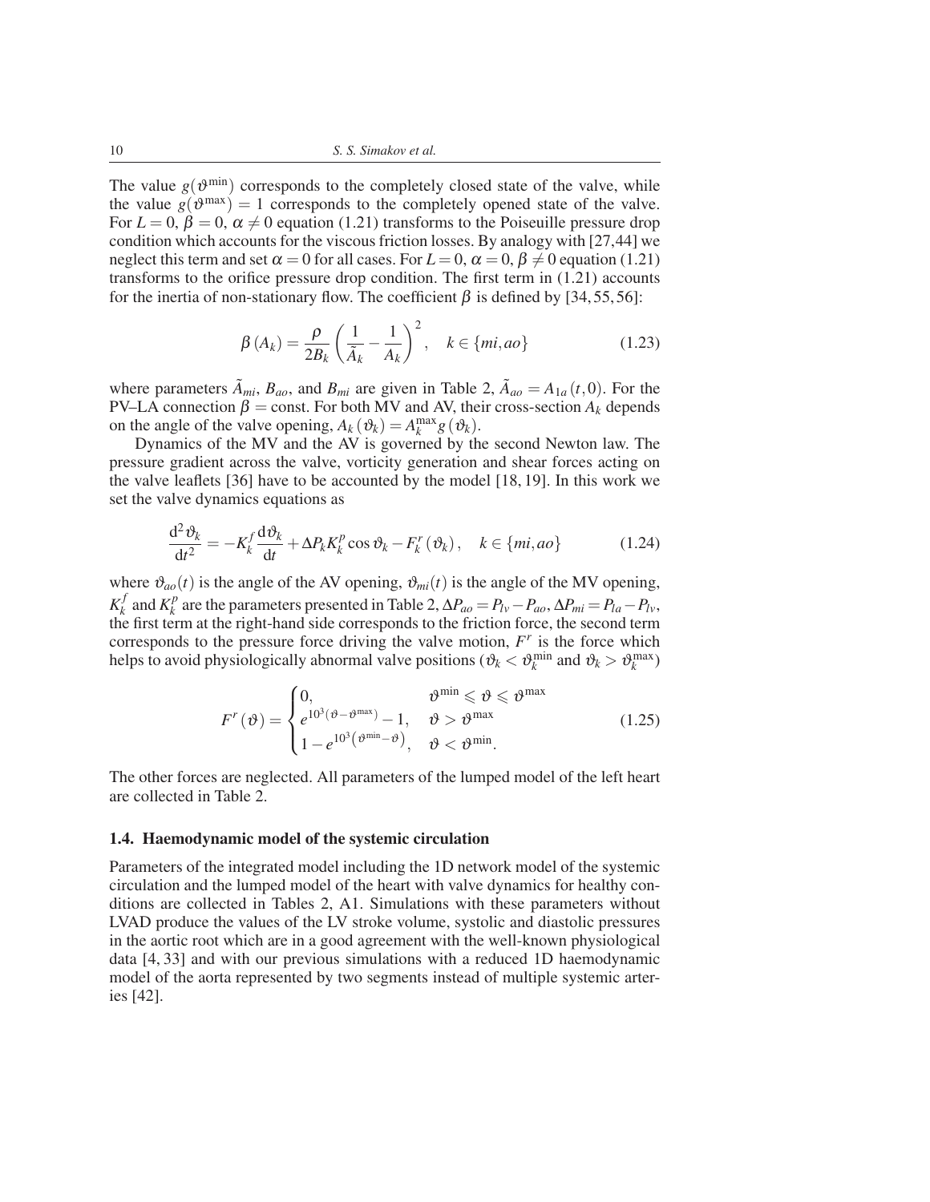The value $g(\vartheta^{\min})$ corresponds to the completely closed state of the valve, while the value $g(\vartheta^{\max}) = 1$ corresponds to the completely opened state of the valve. For $L = 0$, $\beta = 0$, $\alpha \neq 0$ equation (1.21) transforms to the Poiseuille pressure drop condition which accounts for the viscous friction losses. By analogy with [27,44] we neglect this term and set $\alpha = 0$ for all cases. For $L = 0$, $\alpha = 0$, $\beta \neq 0$ equation (1.21) transforms to the orifice pressure drop condition. The first term in (1.21) accounts for the inertia of non-stationary flow. The coefficient $\beta$ is defined by [34, 55, 56]:

$$\beta\left(A_k\right) = \frac{\rho}{2B_k}\left(\frac{1}{\tilde{A}_k} - \frac{1}{A_k}\right)^2, \quad k \in \{mi, ao\} \tag{1.23}$$

where parameters $\tilde{A}_{mi}$, $B_{ao}$, and $B_{mi}$ are given in Table 2, $\tilde{A}_{ao} = A_{1a}(t, 0)$. For the PV–LA connection $\beta = \text{const}$. For both MV and AV, their cross-section $A_k$ depends on the angle of the valve opening, $A_k\left(\vartheta_k\right) = A_k^{\max} g\left(\vartheta_k\right)$.

Dynamics of the MV and the AV is governed by the second Newton law. The pressure gradient across the valve, vorticity generation and shear forces acting on the valve leaflets [36] have to be accounted by the model [18, 19]. In this work we set the valve dynamics equations as

$$\frac{\mathrm{d}^2 \vartheta_k}{\mathrm{d}t^2} = -K_k^f \frac{\mathrm{d}\vartheta_k}{\mathrm{d}t} + \Delta P_k K_k^p \cos\vartheta_k - F_k^r\left(\vartheta_k\right), \quad k \in \{mi, ao\} \tag{1.24}$$

where $\vartheta_{ao}(t)$ is the angle of the AV opening, $\vartheta_{mi}(t)$ is the angle of the MV opening, $K_k^f$ and $K_k^p$ are the parameters presented in Table 2, $\Delta P_{ao} = P_{lv} - P_{ao}$, $\Delta P_{mi} = P_{la} - P_{lv}$, the first term at the right-hand side corresponds to the friction force, the second term corresponds to the pressure force driving the valve motion, $F^r$ is the force which helps to avoid physiologically abnormal valve positions ($\vartheta_k < \vartheta_k^{\min}$ and $\vartheta_k > \vartheta_k^{\max}$)

$$F^r\left(\vartheta\right) = \begin{cases} 0, & \vartheta^{\min} \leqslant \vartheta \leqslant \vartheta^{\max} \\ e^{10^3\left(\vartheta - \vartheta^{\max}\right)} - 1, & \vartheta > \vartheta^{\max} \\ 1 - e^{10^3\left(\vartheta^{\min} - \vartheta\right)}, & \vartheta < \vartheta^{\min}. \end{cases} \tag{1.25}$$

The other forces are neglected. All parameters of the lumped model of the left heart are collected in Table 2.

### 1.4. Haemodynamic model of the systemic circulation

Parameters of the integrated model including the 1D network model of the systemic circulation and the lumped model of the heart with valve dynamics for healthy conditions are collected in Tables 2, A1. Simulations with these parameters without LVAD produce the values of the LV stroke volume, systolic and diastolic pressures in the aortic root which are in a good agreement with the well-known physiological data [4, 33] and with our previous simulations with a reduced 1D haemodynamic model of the aorta represented by two segments instead of multiple systemic arteries [42].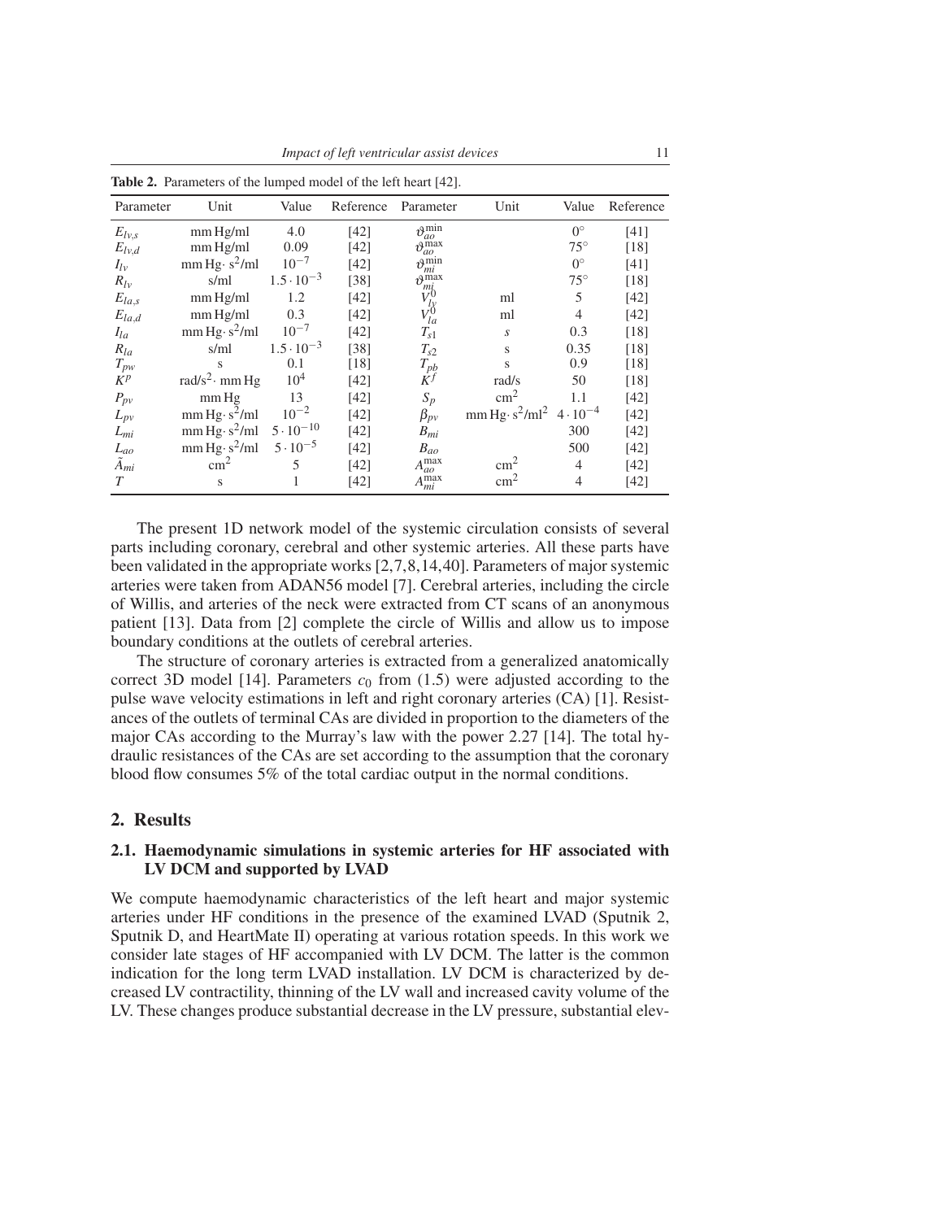**Table 2.** Parameters of the lumped model of the left heart [42].

| Parameter | Unit | Value | Reference | Parameter | Unit | Value | Reference |
|---|---|---|---|---|---|---|---|
| $E_{lv,s}$ | mm Hg/ml | 4.0 | [42] | $\vartheta_{ao}^{\min}$ | | $0^\circ$ | [41] |
| $E_{lv,d}$ | mm Hg/ml | 0.09 | [42] | $\vartheta_{ao}^{\max}$ | | $75^\circ$ | [18] |
| $I_{lv}$ | mm Hg$\cdot$ s$^2$/ml | $10^{-7}$ | [42] | $\vartheta_{mi}^{\min}$ | | $0^\circ$ | [41] |
| $R_{lv}$ | s/ml | $1.5\cdot10^{-3}$ | [38] | $\vartheta_{mi}^{\max}$ | | $75^\circ$ | [18] |
| $E_{la,s}$ | mm Hg/ml | 1.2 | [42] | $V_{lv}^{0}$ | ml | 5 | [42] |
| $E_{la,d}$ | mm Hg/ml | 0.3 | [42] | $V_{la}^{0}$ | ml | 4 | [42] |
| $I_{la}$ | mm Hg$\cdot$ s$^2$/ml | $10^{-7}$ | [42] | $T_{s1}$ | $s$ | 0.3 | [18] |
| $R_{la}$ | s/ml | $1.5\cdot10^{-3}$ | [38] | $T_{s2}$ | s | 0.35 | [18] |
| $T_{pw}$ | s | 0.1 | [18] | $T_{pb}$ | s | 0.9 | [18] |
| $K^p$ | rad/s$^2\cdot$ mm Hg | $10^4$ | [42] | $K^f$ | rad/s | 50 | [18] |
| $P_{pv}$ | mm Hg | 13 | [42] | $S_p$ | cm$^2$ | 1.1 | [42] |
| $L_{pv}$ | mm Hg$\cdot$ s$^2$/ml | $10^{-2}$ | [42] | $\beta_{pv}$ | mm Hg$\cdot$ s$^2$/ml$^2$ | $4\cdot10^{-4}$ | [42] |
| $L_{mi}$ | mm Hg$\cdot$ s$^2$/ml | $5\cdot10^{-10}$ | [42] | $B_{mi}$ | | 300 | [42] |
| $L_{ao}$ | mm Hg$\cdot$ s$^2$/ml | $5\cdot10^{-5}$ | [42] | $B_{ao}$ | | 500 | [42] |
| $\tilde{A}_{mi}$ | cm$^2$ | 5 | [42] | $A_{ao}^{\max}$ | cm$^2$ | 4 | [42] |
| $T$ | s | 1 | [42] | $A_{mi}^{\max}$ | cm$^2$ | 4 | [42] |

The present 1D network model of the systemic circulation consists of several parts including coronary, cerebral and other systemic arteries. All these parts have been validated in the appropriate works [2,7,8,14,40]. Parameters of major systemic arteries were taken from ADAN56 model [7]. Cerebral arteries, including the circle of Willis, and arteries of the neck were extracted from CT scans of an anonymous patient [13]. Data from [2] complete the circle of Willis and allow us to impose boundary conditions at the outlets of cerebral arteries.

The structure of coronary arteries is extracted from a generalized anatomically correct 3D model [14]. Parameters $c_0$ from (1.5) were adjusted according to the pulse wave velocity estimations in left and right coronary arteries (CA) [1]. Resistances of the outlets of terminal CAs are divided in proportion to the diameters of the major CAs according to the Murray's law with the power 2.27 [14]. The total hydraulic resistances of the CAs are set according to the assumption that the coronary blood flow consumes 5% of the total cardiac output in the normal conditions.

## 2. Results

### 2.1. Haemodynamic simulations in systemic arteries for HF associated with LV DCM and supported by LVAD

We compute haemodynamic characteristics of the left heart and major systemic arteries under HF conditions in the presence of the examined LVAD (Sputnik 2, Sputnik D, and HeartMate II) operating at various rotation speeds. In this work we consider late stages of HF accompanied with LV DCM. The latter is the common indication for the long term LVAD installation. LV DCM is characterized by decreased LV contractility, thinning of the LV wall and increased cavity volume of the LV. These changes produce substantial decrease in the LV pressure, substantial elev-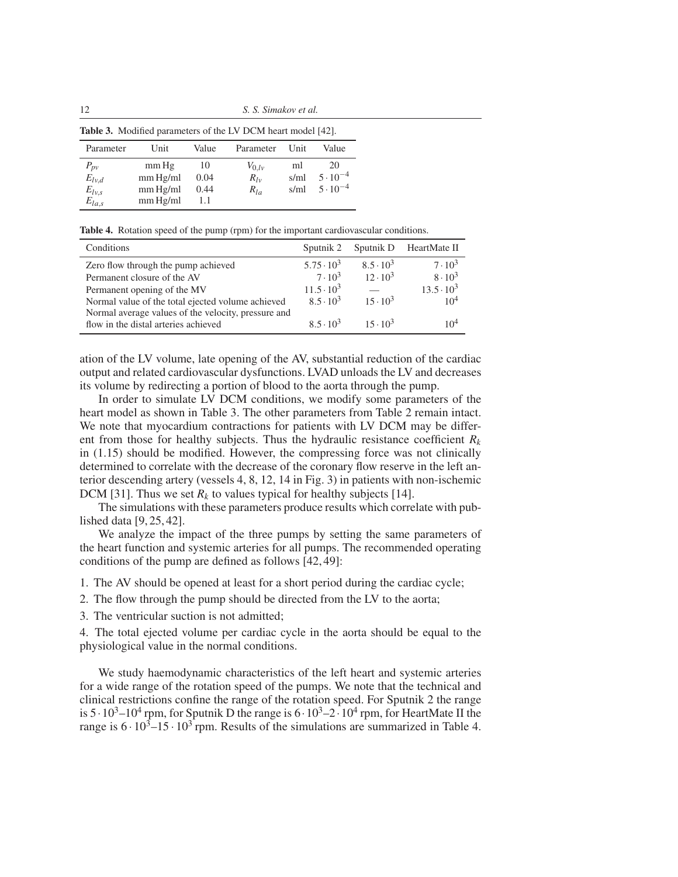**Table 3.** Modified parameters of the LV DCM heart model [42].

| Parameter | Unit | Value | Parameter | Unit | Value |
|---|---|---|---|---|---|
| $P_{pv}$ | mm Hg | 10 | $V_{0,lv}$ | ml | 20 |
| $E_{lv,d}$ | mm Hg/ml | 0.04 | $R_{lv}$ | s/ml | $5 \cdot 10^{-4}$ |
| $E_{lv,s}$ | mm Hg/ml | 0.44 | $R_{la}$ | s/ml | $5 \cdot 10^{-4}$ |
| $E_{la,s}$ | mm Hg/ml | 1.1 | | | |

**Table 4.** Rotation speed of the pump (rpm) for the important cardiovascular conditions.

| Conditions | Sputnik 2 | Sputnik D | HeartMate II |
|---|---|---|---|
| Zero flow through the pump achieved | $5.75 \cdot 10^3$ | $8.5 \cdot 10^3$ | $7 \cdot 10^3$ |
| Permanent closure of the AV | $7 \cdot 10^3$ | $12 \cdot 10^3$ | $8 \cdot 10^3$ |
| Permanent opening of the MV | $11.5 \cdot 10^3$ | — | $13.5 \cdot 10^3$ |
| Normal value of the total ejected volume achieved | $8.5 \cdot 10^3$ | $15 \cdot 10^3$ | $10^4$ |
| Normal average values of the velocity, pressure and flow in the distal arteries achieved | $8.5 \cdot 10^3$ | $15 \cdot 10^3$ | $10^4$ |

ation of the LV volume, late opening of the AV, substantial reduction of the cardiac output and related cardiovascular dysfunctions. LVAD unloads the LV and decreases its volume by redirecting a portion of blood to the aorta through the pump.

In order to simulate LV DCM conditions, we modify some parameters of the heart model as shown in Table 3. The other parameters from Table 2 remain intact. We note that myocardium contractions for patients with LV DCM may be different from those for healthy subjects. Thus the hydraulic resistance coefficient $R_k$ in (1.15) should be modified. However, the compressing force was not clinically determined to correlate with the decrease of the coronary flow reserve in the left anterior descending artery (vessels 4, 8, 12, 14 in Fig. 3) in patients with non-ischemic DCM [31]. Thus we set $R_k$ to values typical for healthy subjects [14].

The simulations with these parameters produce results which correlate with published data [9, 25, 42].

We analyze the impact of the three pumps by setting the same parameters of the heart function and systemic arteries for all pumps. The recommended operating conditions of the pump are defined as follows [42, 49]:

1. The AV should be opened at least for a short period during the cardiac cycle;
2. The flow through the pump should be directed from the LV to the aorta;
3. The ventricular suction is not admitted;
4. The total ejected volume per cardiac cycle in the aorta should be equal to the physiological value in the normal conditions.

We study haemodynamic characteristics of the left heart and systemic arteries for a wide range of the rotation speed of the pumps. We note that the technical and clinical restrictions confine the range of the rotation speed. For Sputnik 2 the range is $5 \cdot 10^3$–$10^4$ rpm, for Sputnik D the range is $6 \cdot 10^3$–$2 \cdot 10^4$ rpm, for HeartMate II the range is $6 \cdot 10^3$–$15 \cdot 10^3$ rpm. Results of the simulations are summarized in Table 4.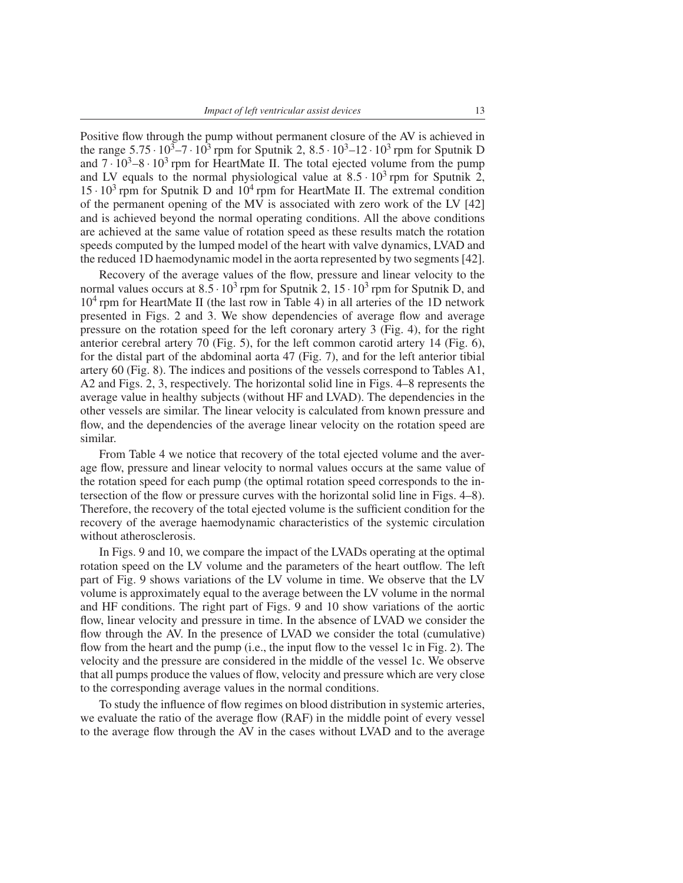Positive flow through the pump without permanent closure of the AV is achieved in the range $5.75 \cdot 10^3$–$7 \cdot 10^3$ rpm for Sputnik 2, $8.5 \cdot 10^3$–$12 \cdot 10^3$ rpm for Sputnik D and $7 \cdot 10^3$–$8 \cdot 10^3$ rpm for HeartMate II. The total ejected volume from the pump and LV equals to the normal physiological value at $8.5 \cdot 10^3$ rpm for Sputnik 2, $15 \cdot 10^3$ rpm for Sputnik D and $10^4$ rpm for HeartMate II. The extremal condition of the permanent opening of the MV is associated with zero work of the LV [42] and is achieved beyond the normal operating conditions. All the above conditions are achieved at the same value of rotation speed as these results match the rotation speeds computed by the lumped model of the heart with valve dynamics, LVAD and the reduced 1D haemodynamic model in the aorta represented by two segments [42].

Recovery of the average values of the flow, pressure and linear velocity to the normal values occurs at $8.5 \cdot 10^3$ rpm for Sputnik 2, $15 \cdot 10^3$ rpm for Sputnik D, and $10^4$ rpm for HeartMate II (the last row in Table 4) in all arteries of the 1D network presented in Figs. 2 and 3. We show dependencies of average flow and average pressure on the rotation speed for the left coronary artery 3 (Fig. 4), for the right anterior cerebral artery 70 (Fig. 5), for the left common carotid artery 14 (Fig. 6), for the distal part of the abdominal aorta 47 (Fig. 7), and for the left anterior tibial artery 60 (Fig. 8). The indices and positions of the vessels correspond to Tables A1, A2 and Figs. 2, 3, respectively. The horizontal solid line in Figs. 4–8 represents the average value in healthy subjects (without HF and LVAD). The dependencies in the other vessels are similar. The linear velocity is calculated from known pressure and flow, and the dependencies of the average linear velocity on the rotation speed are similar.

From Table 4 we notice that recovery of the total ejected volume and the average flow, pressure and linear velocity to normal values occurs at the same value of the rotation speed for each pump (the optimal rotation speed corresponds to the intersection of the flow or pressure curves with the horizontal solid line in Figs. 4–8). Therefore, the recovery of the total ejected volume is the sufficient condition for the recovery of the average haemodynamic characteristics of the systemic circulation without atherosclerosis.

In Figs. 9 and 10, we compare the impact of the LVADs operating at the optimal rotation speed on the LV volume and the parameters of the heart outflow. The left part of Fig. 9 shows variations of the LV volume in time. We observe that the LV volume is approximately equal to the average between the LV volume in the normal and HF conditions. The right part of Figs. 9 and 10 show variations of the aortic flow, linear velocity and pressure in time. In the absence of LVAD we consider the flow through the AV. In the presence of LVAD we consider the total (cumulative) flow from the heart and the pump (i.e., the input flow to the vessel 1c in Fig. 2). The velocity and the pressure are considered in the middle of the vessel 1c. We observe that all pumps produce the values of flow, velocity and pressure which are very close to the corresponding average values in the normal conditions.

To study the influence of flow regimes on blood distribution in systemic arteries, we evaluate the ratio of the average flow (RAF) in the middle point of every vessel to the average flow through the AV in the cases without LVAD and to the average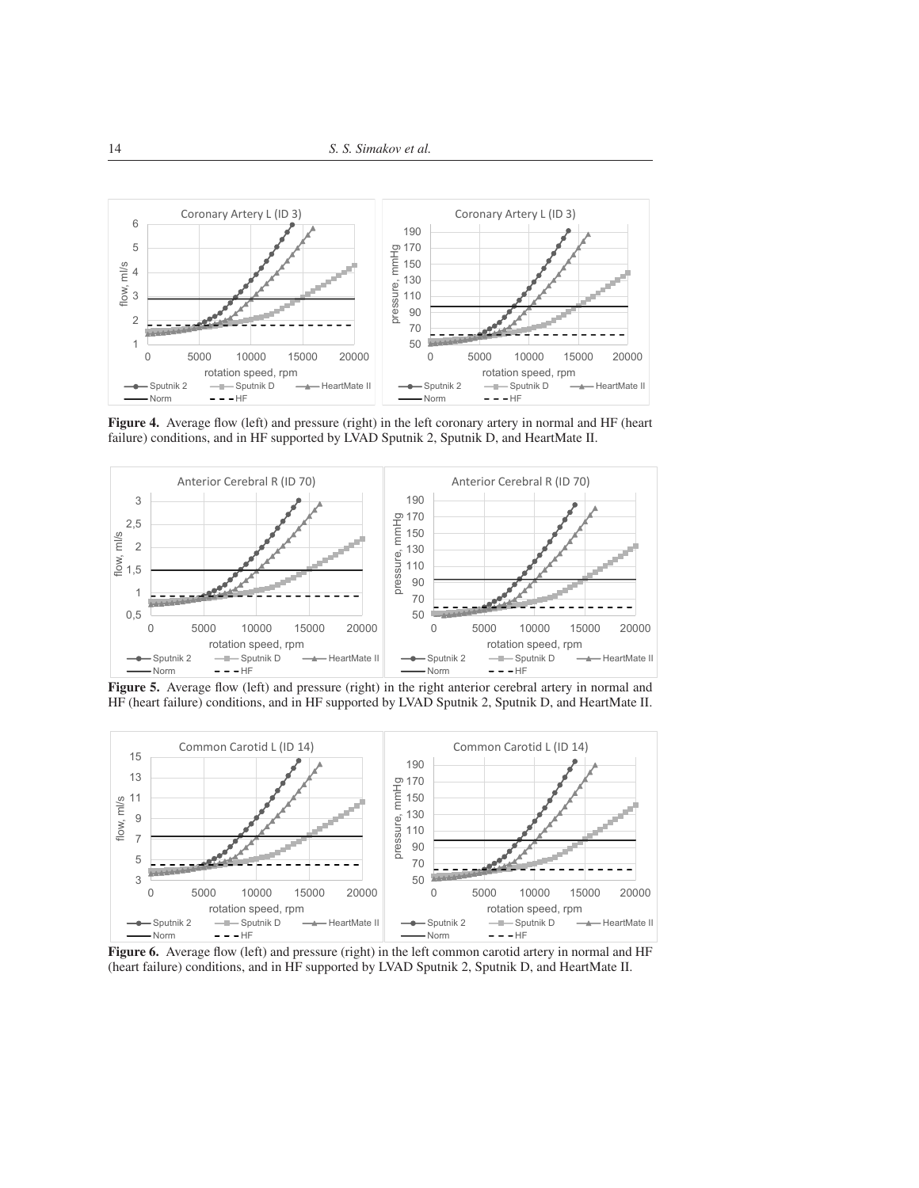Coronary Artery L (ID 3)

flow, ml/s

6
5
4
3
2
1

0 5000 10000 15000 20000

rotation speed, rpm

Sputnik 2 — Sputnik D — HeartMate II
Norm — HF

Coronary Artery L (ID 3)

pressure, mmHg

190
170
150
130
110
90
70
50

0 5000 10000 15000 20000

rotation speed, rpm

Sputnik 2 — Sputnik D — HeartMate II
Norm — HF

**Figure 4.** Average flow (left) and pressure (right) in the left coronary artery in normal and HF (heart failure) conditions, and in HF supported by LVAD Sputnik 2, Sputnik D, and HeartMate II.

Anterior Cerebral R (ID 70)

flow, ml/s

3
2,5
2
1,5
1
0,5

0 5000 10000 15000 20000

rotation speed, rpm

Sputnik 2 — Sputnik D — HeartMate II
Norm — HF

Anterior Cerebral R (ID 70)

pressure, mmHg

190
170
150
130
110
90
70
50

0 5000 10000 15000 20000

rotation speed, rpm

Sputnik 2 — Sputnik D — HeartMate II
Norm — HF

**Figure 5.** Average flow (left) and pressure (right) in the right anterior cerebral artery in normal and HF (heart failure) conditions, and in HF supported by LVAD Sputnik 2, Sputnik D, and HeartMate II.

Common Carotid L (ID 14)

flow, ml/s

15
13
11
9
7
5
3

0 5000 10000 15000 20000

rotation speed, rpm

Sputnik 2 — Sputnik D — HeartMate II
Norm — HF

Common Carotid L (ID 14)

pressure, mmHg

190
170
150
130
110
90
70
50

0 5000 10000 15000 20000

rotation speed, rpm

Sputnik 2 — Sputnik D — HeartMate II
Norm — HF

**Figure 6.** Average flow (left) and pressure (right) in the left common carotid artery in normal and HF (heart failure) conditions, and in HF supported by LVAD Sputnik 2, Sputnik D, and HeartMate II.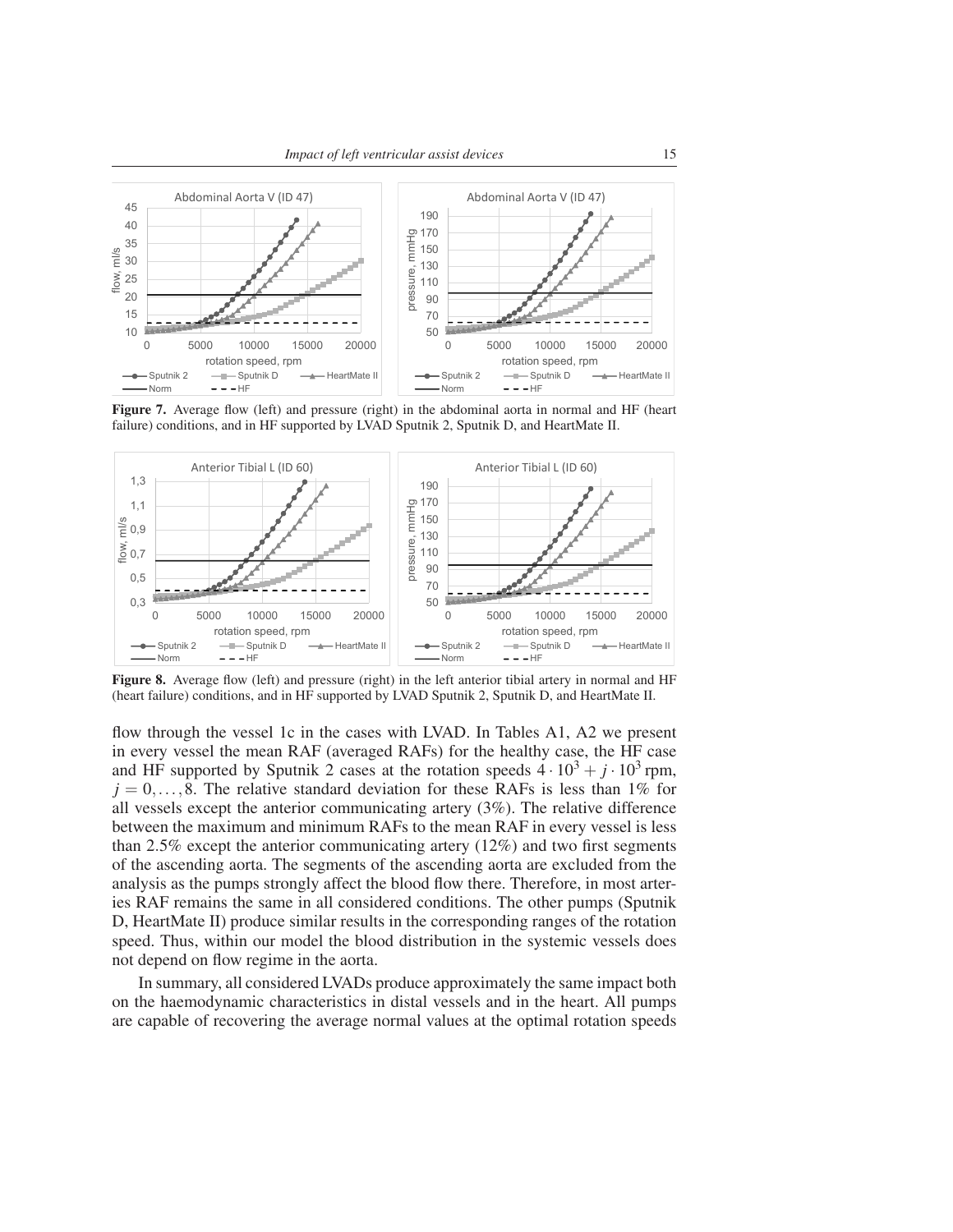Abdominal Aorta V (ID 47)

flow, ml/s

45
40
35
30
25
20
15
10

0 5000 10000 15000 20000

rotation speed, rpm

Sputnik 2 Sputnik D HeartMate II
Norm HF

Abdominal Aorta V (ID 47)

pressure, mmHg

190
170
150
130
110
90
70
50

0 5000 10000 15000 20000

rotation speed, rpm

Sputnik 2 Sputnik D HeartMate II
Norm HF

**Figure 7.** Average flow (left) and pressure (right) in the abdominal aorta in normal and HF (heart failure) conditions, and in HF supported by LVAD Sputnik 2, Sputnik D, and HeartMate II.

Anterior Tibial L (ID 60)

flow, ml/s

1,3
1,1
0,9
0,7
0,5
0,3

0 5000 10000 15000 20000

rotation speed, rpm

Sputnik 2 Sputnik D HeartMate II
Norm HF

Anterior Tibial L (ID 60)

pressure, mmHg

190
170
150
130
110
90
70
50

0 5000 10000 15000 20000

rotation speed, rpm

Sputnik 2 Sputnik D HeartMate II
Norm HF

**Figure 8.** Average flow (left) and pressure (right) in the left anterior tibial artery in normal and HF (heart failure) conditions, and in HF supported by LVAD Sputnik 2, Sputnik D, and HeartMate II.

flow through the vessel 1c in the cases with LVAD. In Tables A1, A2 we present in every vessel the mean RAF (averaged RAFs) for the healthy case, the HF case and HF supported by Sputnik 2 cases at the rotation speeds $4 \cdot 10^3 + j \cdot 10^3$ rpm, $j = 0, \ldots, 8$. The relative standard deviation for these RAFs is less than 1% for all vessels except the anterior communicating artery (3%). The relative difference between the maximum and minimum RAFs to the mean RAF in every vessel is less than 2.5% except the anterior communicating artery (12%) and two first segments of the ascending aorta. The segments of the ascending aorta are excluded from the analysis as the pumps strongly affect the blood flow there. Therefore, in most arteries RAF remains the same in all considered conditions. The other pumps (Sputnik D, HeartMate II) produce similar results in the corresponding ranges of the rotation speed. Thus, within our model the blood distribution in the systemic vessels does not depend on flow regime in the aorta.

In summary, all considered LVADs produce approximately the same impact both on the haemodynamic characteristics in distal vessels and in the heart. All pumps are capable of recovering the average normal values at the optimal rotation speeds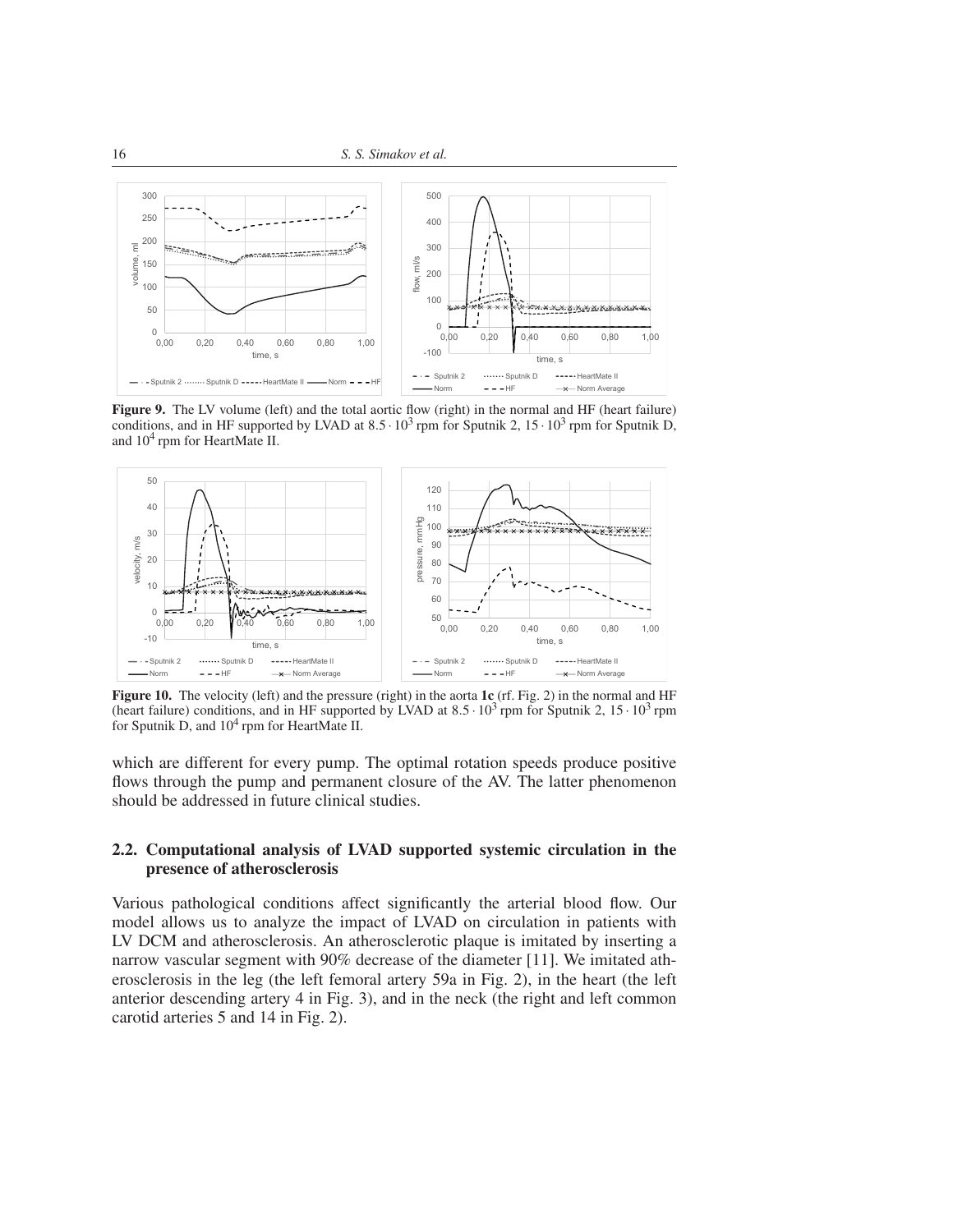300
250
200
150
100
50
0
volume, ml
0,00 0,20 0,40 0,60 0,80 1,00
time, s
Sputnik 2 Sputnik D HeartMate II Norm HF

500
400
300
200
100
0
-100
flow, ml/s
0,00 0,20 0,40 0,60 0,80 1,00
time, s
Sputnik 2 Sputnik D HeartMate II
Norm HF Norm Average

**Figure 9.** The LV volume (left) and the total aortic flow (right) in the normal and HF (heart failure) conditions, and in HF supported by LVAD at $8.5 \cdot 10^3$ rpm for Sputnik 2, $15 \cdot 10^3$ rpm for Sputnik D, and $10^4$ rpm for HeartMate II.

50
40
30
20
10
0
-10
velocity, m/s
0,00 0,20 0,40 0,60 0,80 1,00
time, s
Sputnik 2 Sputnik D HeartMate II
Norm HF Norm Average

120
110
100
90
80
70
60
50
pressure, mmHg
0,00 0,20 0,40 0,60 0,80 1,00
time, s
Sputnik 2 Sputnik D HeartMate II
Norm HF Norm Average

**Figure 10.** The velocity (left) and the pressure (right) in the aorta **1c** (rf. Fig. 2) in the normal and HF (heart failure) conditions, and in HF supported by LVAD at $8.5 \cdot 10^3$ rpm for Sputnik 2, $15 \cdot 10^3$ rpm for Sputnik D, and $10^4$ rpm for HeartMate II.

which are different for every pump. The optimal rotation speeds produce positive flows through the pump and permanent closure of the AV. The latter phenomenon should be addressed in future clinical studies.

## 2.2. Computational analysis of LVAD supported systemic circulation in the presence of atherosclerosis

Various pathological conditions affect significantly the arterial blood flow. Our model allows us to analyze the impact of LVAD on circulation in patients with LV DCM and atherosclerosis. An atherosclerotic plaque is imitated by inserting a narrow vascular segment with 90% decrease of the diameter [11]. We imitated atherosclerosis in the leg (the left femoral artery 59a in Fig. 2), in the heart (the left anterior descending artery 4 in Fig. 3), and in the neck (the right and left common carotid arteries 5 and 14 in Fig. 2).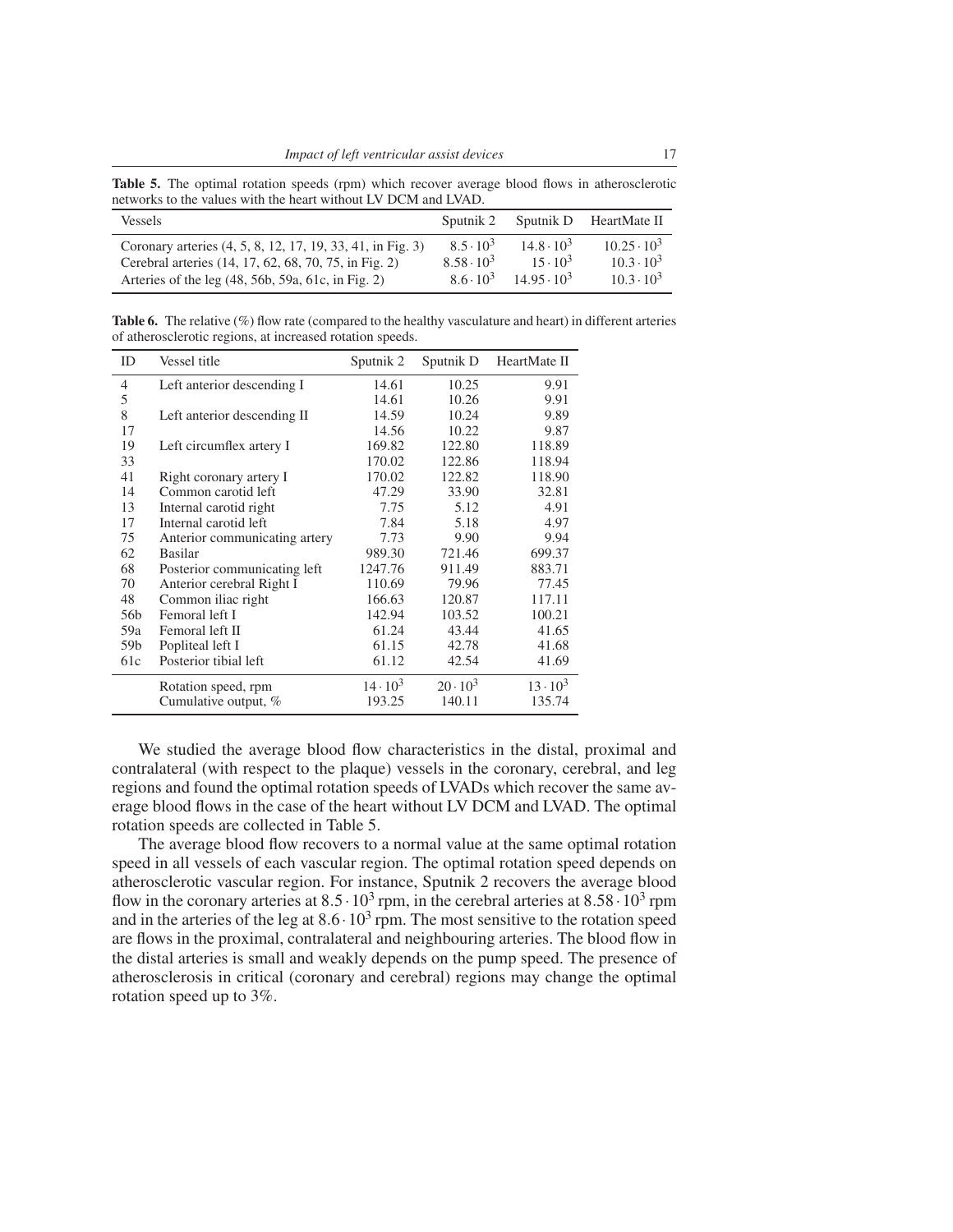**Table 5.** The optimal rotation speeds (rpm) which recover average blood flows in atherosclerotic networks to the values with the heart without LV DCM and LVAD.

| Vessels | Sputnik 2 | Sputnik D | HeartMate II |
|---|---|---|---|
| Coronary arteries (4, 5, 8, 12, 17, 19, 33, 41, in Fig. 3) | $8.5 \cdot 10^3$ | $14.8 \cdot 10^3$ | $10.25 \cdot 10^3$ |
| Cerebral arteries (14, 17, 62, 68, 70, 75, in Fig. 2) | $8.58 \cdot 10^3$ | $15 \cdot 10^3$ | $10.3 \cdot 10^3$ |
| Arteries of the leg (48, 56b, 59a, 61c, in Fig. 2) | $8.6 \cdot 10^3$ | $14.95 \cdot 10^3$ | $10.3 \cdot 10^3$ |

**Table 6.** The relative (%) flow rate (compared to the healthy vasculature and heart) in different arteries of atherosclerotic regions, at increased rotation speeds.

| ID | Vessel title | Sputnik 2 | Sputnik D | HeartMate II |
|---|---|---|---|---|
| 4 | Left anterior descending I | 14.61 | 10.25 | 9.91 |
| 5 | | 14.61 | 10.26 | 9.91 |
| 8 | Left anterior descending II | 14.59 | 10.24 | 9.89 |
| 17 | | 14.56 | 10.22 | 9.87 |
| 19 | Left circumflex artery I | 169.82 | 122.80 | 118.89 |
| 33 | | 170.02 | 122.86 | 118.94 |
| 41 | Right coronary artery I | 170.02 | 122.82 | 118.90 |
| 14 | Common carotid left | 47.29 | 33.90 | 32.81 |
| 13 | Internal carotid right | 7.75 | 5.12 | 4.91 |
| 17 | Internal carotid left | 7.84 | 5.18 | 4.97 |
| 75 | Anterior communicating artery | 7.73 | 9.90 | 9.94 |
| 62 | Basilar | 989.30 | 721.46 | 699.37 |
| 68 | Posterior communicating left | 1247.76 | 911.49 | 883.71 |
| 70 | Anterior cerebral Right I | 110.69 | 79.96 | 77.45 |
| 48 | Common iliac right | 166.63 | 120.87 | 117.11 |
| 56b | Femoral left I | 142.94 | 103.52 | 100.21 |
| 59a | Femoral left II | 61.24 | 43.44 | 41.65 |
| 59b | Popliteal left I | 61.15 | 42.78 | 41.68 |
| 61c | Posterior tibial left | 61.12 | 42.54 | 41.69 |
| | Rotation speed, rpm | $14 \cdot 10^3$ | $20 \cdot 10^3$ | $13 \cdot 10^3$ |
| | Cumulative output, % | 193.25 | 140.11 | 135.74 |

We studied the average blood flow characteristics in the distal, proximal and contralateral (with respect to the plaque) vessels in the coronary, cerebral, and leg regions and found the optimal rotation speeds of LVADs which recover the same average blood flows in the case of the heart without LV DCM and LVAD. The optimal rotation speeds are collected in Table 5.

The average blood flow recovers to a normal value at the same optimal rotation speed in all vessels of each vascular region. The optimal rotation speed depends on atherosclerotic vascular region. For instance, Sputnik 2 recovers the average blood flow in the coronary arteries at $8.5 \cdot 10^3$ rpm, in the cerebral arteries at $8.58 \cdot 10^3$ rpm and in the arteries of the leg at $8.6 \cdot 10^3$ rpm. The most sensitive to the rotation speed are flows in the proximal, contralateral and neighbouring arteries. The blood flow in the distal arteries is small and weakly depends on the pump speed. The presence of atherosclerosis in critical (coronary and cerebral) regions may change the optimal rotation speed up to 3%.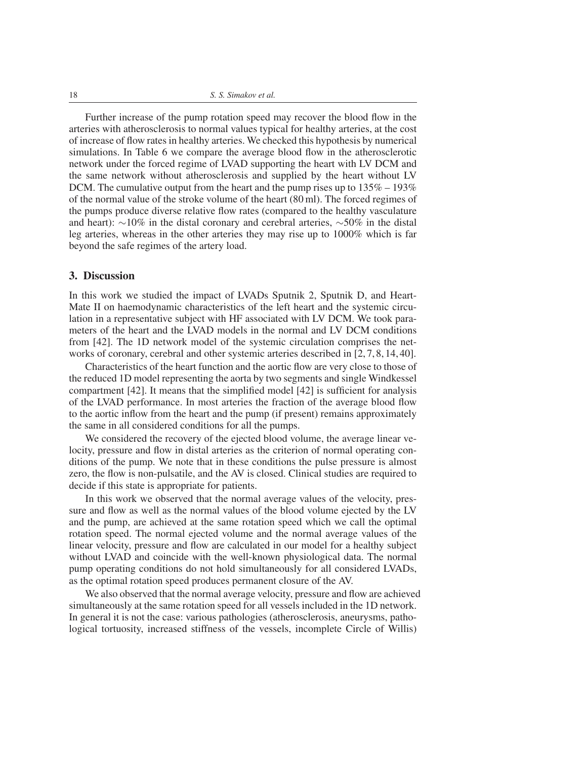Further increase of the pump rotation speed may recover the blood flow in the arteries with atherosclerosis to normal values typical for healthy arteries, at the cost of increase of flow rates in healthy arteries. We checked this hypothesis by numerical simulations. In Table 6 we compare the average blood flow in the atherosclerotic network under the forced regime of LVAD supporting the heart with LV DCM and the same network without atherosclerosis and supplied by the heart without LV DCM. The cumulative output from the heart and the pump rises up to 135% – 193% of the normal value of the stroke volume of the heart (80 ml). The forced regimes of the pumps produce diverse relative flow rates (compared to the healthy vasculature and heart): $\sim$10% in the distal coronary and cerebral arteries, $\sim$50% in the distal leg arteries, whereas in the other arteries they may rise up to 1000% which is far beyond the safe regimes of the artery load.

## 3. Discussion

In this work we studied the impact of LVADs Sputnik 2, Sputnik D, and HeartMate II on haemodynamic characteristics of the left heart and the systemic circulation in a representative subject with HF associated with LV DCM. We took parameters of the heart and the LVAD models in the normal and LV DCM conditions from [42]. The 1D network model of the systemic circulation comprises the networks of coronary, cerebral and other systemic arteries described in [2, 7, 8, 14, 40].

Characteristics of the heart function and the aortic flow are very close to those of the reduced 1D model representing the aorta by two segments and single Windkessel compartment [42]. It means that the simplified model [42] is sufficient for analysis of the LVAD performance. In most arteries the fraction of the average blood flow to the aortic inflow from the heart and the pump (if present) remains approximately the same in all considered conditions for all the pumps.

We considered the recovery of the ejected blood volume, the average linear velocity, pressure and flow in distal arteries as the criterion of normal operating conditions of the pump. We note that in these conditions the pulse pressure is almost zero, the flow is non-pulsatile, and the AV is closed. Clinical studies are required to decide if this state is appropriate for patients.

In this work we observed that the normal average values of the velocity, pressure and flow as well as the normal values of the blood volume ejected by the LV and the pump, are achieved at the same rotation speed which we call the optimal rotation speed. The normal ejected volume and the normal average values of the linear velocity, pressure and flow are calculated in our model for a healthy subject without LVAD and coincide with the well-known physiological data. The normal pump operating conditions do not hold simultaneously for all considered LVADs, as the optimal rotation speed produces permanent closure of the AV.

We also observed that the normal average velocity, pressure and flow are achieved simultaneously at the same rotation speed for all vessels included in the 1D network. In general it is not the case: various pathologies (atherosclerosis, aneurysms, pathological tortuosity, increased stiffness of the vessels, incomplete Circle of Willis)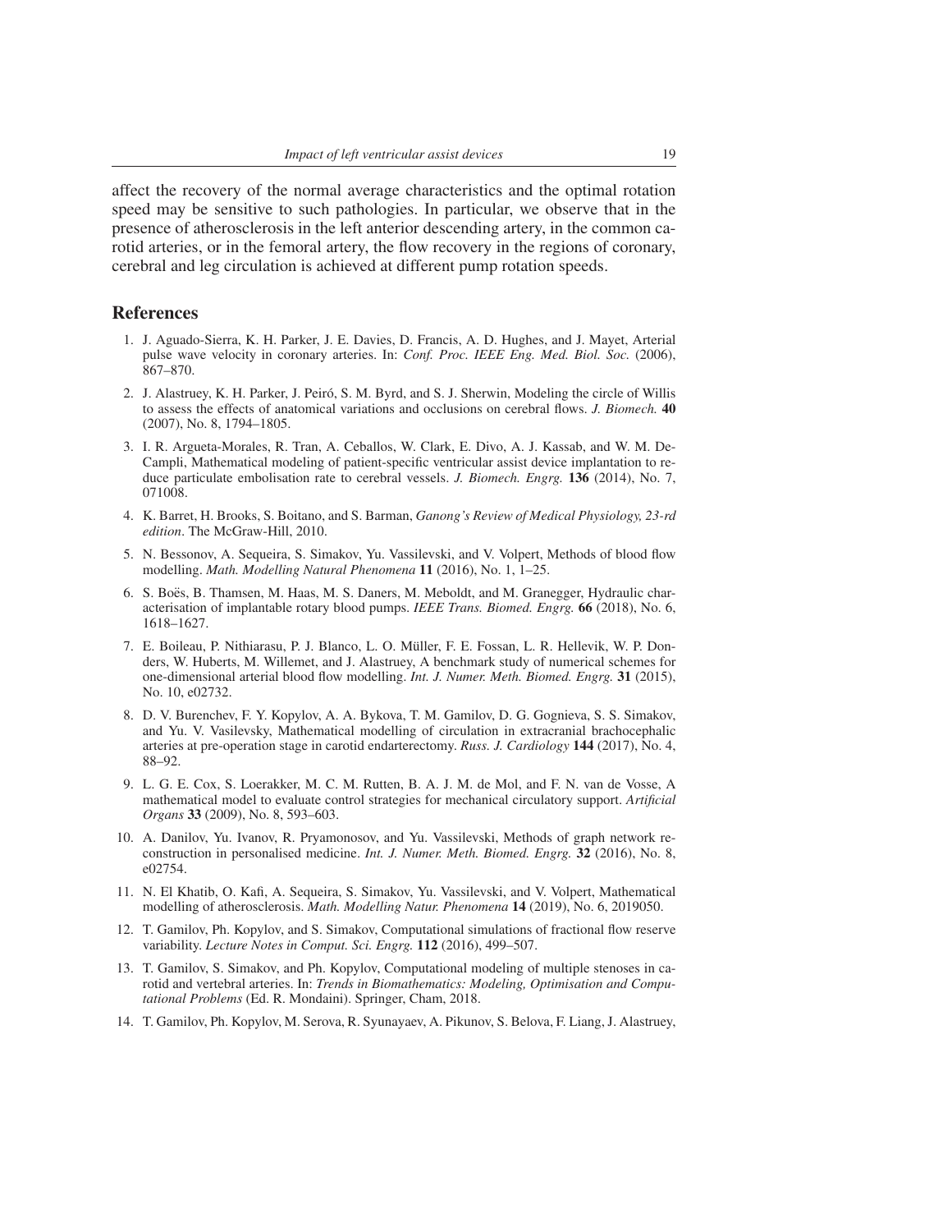affect the recovery of the normal average characteristics and the optimal rotation speed may be sensitive to such pathologies. In particular, we observe that in the presence of atherosclerosis in the left anterior descending artery, in the common carotid arteries, or in the femoral artery, the flow recovery in the regions of coronary, cerebral and leg circulation is achieved at different pump rotation speeds.

## References

1. J. Aguado-Sierra, K. H. Parker, J. E. Davies, D. Francis, A. D. Hughes, and J. Mayet, Arterial pulse wave velocity in coronary arteries. In: *Conf. Proc. IEEE Eng. Med. Biol. Soc.* (2006), 867–870.
2. J. Alastruey, K. H. Parker, J. Peiró, S. M. Byrd, and S. J. Sherwin, Modeling the circle of Willis to assess the effects of anatomical variations and occlusions on cerebral flows. *J. Biomech.* **40** (2007), No. 8, 1794–1805.
3. I. R. Argueta-Morales, R. Tran, A. Ceballos, W. Clark, E. Divo, A. J. Kassab, and W. M. DeCampli, Mathematical modeling of patient-specific ventricular assist device implantation to reduce particulate embolisation rate to cerebral vessels. *J. Biomech. Engrg.* **136** (2014), No. 7, 071008.
4. K. Barret, H. Brooks, S. Boitano, and S. Barman, *Ganong's Review of Medical Physiology, 23-rd edition*. The McGraw-Hill, 2010.
5. N. Bessonov, A. Sequeira, S. Simakov, Yu. Vassilevski, and V. Volpert, Methods of blood flow modelling. *Math. Modelling Natural Phenomena* **11** (2016), No. 1, 1–25.
6. S. Boës, B. Thamsen, M. Haas, M. S. Daners, M. Meboldt, and M. Granegger, Hydraulic characterisation of implantable rotary blood pumps. *IEEE Trans. Biomed. Engrg.* **66** (2018), No. 6, 1618–1627.
7. E. Boileau, P. Nithiarasu, P. J. Blanco, L. O. Müller, F. E. Fossan, L. R. Hellevik, W. P. Donders, W. Huberts, M. Willemet, and J. Alastruey, A benchmark study of numerical schemes for one-dimensional arterial blood flow modelling. *Int. J. Numer. Meth. Biomed. Engrg.* **31** (2015), No. 10, e02732.
8. D. V. Burenchev, F. Y. Kopylov, A. A. Bykova, T. M. Gamilov, D. G. Gognieva, S. S. Simakov, and Yu. V. Vasilevsky, Mathematical modelling of circulation in extracranial brachocephalic arteries at pre-operation stage in carotid endarterectomy. *Russ. J. Cardiology* **144** (2017), No. 4, 88–92.
9. L. G. E. Cox, S. Loerakker, M. C. M. Rutten, B. A. J. M. de Mol, and F. N. van de Vosse, A mathematical model to evaluate control strategies for mechanical circulatory support. *Artificial Organs* **33** (2009), No. 8, 593–603.
10. A. Danilov, Yu. Ivanov, R. Pryamonosov, and Yu. Vassilevski, Methods of graph network reconstruction in personalised medicine. *Int. J. Numer. Meth. Biomed. Engrg.* **32** (2016), No. 8, e02754.
11. N. El Khatib, O. Kafi, A. Sequeira, S. Simakov, Yu. Vassilevski, and V. Volpert, Mathematical modelling of atherosclerosis. *Math. Modelling Natur. Phenomena* **14** (2019), No. 6, 2019050.
12. T. Gamilov, Ph. Kopylov, and S. Simakov, Computational simulations of fractional flow reserve variability. *Lecture Notes in Comput. Sci. Engrg.* **112** (2016), 499–507.
13. T. Gamilov, S. Simakov, and Ph. Kopylov, Computational modeling of multiple stenoses in carotid and vertebral arteries. In: *Trends in Biomathematics: Modeling, Optimisation and Computational Problems* (Ed. R. Mondaini). Springer, Cham, 2018.
14. T. Gamilov, Ph. Kopylov, M. Serova, R. Syunayaev, A. Pikunov, S. Belova, F. Liang, J. Alastruey,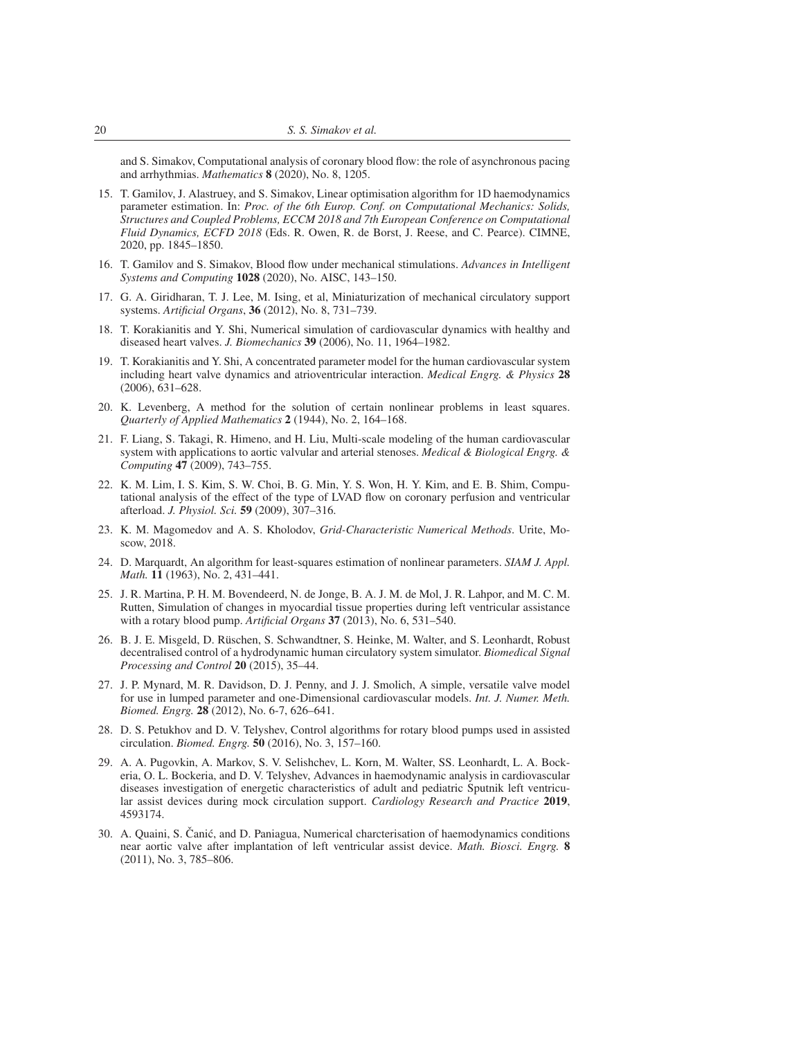and S. Simakov, Computational analysis of coronary blood flow: the role of asynchronous pacing and arrhythmias. *Mathematics* **8** (2020), No. 8, 1205.

15. T. Gamilov, J. Alastruey, and S. Simakov, Linear optimisation algorithm for 1D haemodynamics parameter estimation. In: *Proc. of the 6th Europ. Conf. on Computational Mechanics: Solids, Structures and Coupled Problems, ECCM 2018 and 7th European Conference on Computational Fluid Dynamics, ECFD 2018* (Eds. R. Owen, R. de Borst, J. Reese, and C. Pearce). CIMNE, 2020, pp. 1845–1850.

16. T. Gamilov and S. Simakov, Blood flow under mechanical stimulations. *Advances in Intelligent Systems and Computing* **1028** (2020), No. AISC, 143–150.

17. G. A. Giridharan, T. J. Lee, M. Ising, et al, Miniaturization of mechanical circulatory support systems. *Artificial Organs*, **36** (2012), No. 8, 731–739.

18. T. Korakianitis and Y. Shi, Numerical simulation of cardiovascular dynamics with healthy and diseased heart valves. *J. Biomechanics* **39** (2006), No. 11, 1964–1982.

19. T. Korakianitis and Y. Shi, A concentrated parameter model for the human cardiovascular system including heart valve dynamics and atrioventricular interaction. *Medical Engrg. & Physics* **28** (2006), 631–628.

20. K. Levenberg, A method for the solution of certain nonlinear problems in least squares. *Quarterly of Applied Mathematics* **2** (1944), No. 2, 164–168.

21. F. Liang, S. Takagi, R. Himeno, and H. Liu, Multi-scale modeling of the human cardiovascular system with applications to aortic valvular and arterial stenoses. *Medical & Biological Engrg. & Computing* **47** (2009), 743–755.

22. K. M. Lim, I. S. Kim, S. W. Choi, B. G. Min, Y. S. Won, H. Y. Kim, and E. B. Shim, Computational analysis of the effect of the type of LVAD flow on coronary perfusion and ventricular afterload. *J. Physiol. Sci.* **59** (2009), 307–316.

23. K. M. Magomedov and A. S. Kholodov, *Grid-Characteristic Numerical Methods*. Urite, Moscow, 2018.

24. D. Marquardt, An algorithm for least-squares estimation of nonlinear parameters. *SIAM J. Appl. Math.* **11** (1963), No. 2, 431–441.

25. J. R. Martina, P. H. M. Bovendeerd, N. de Jonge, B. A. J. M. de Mol, J. R. Lahpor, and M. C. M. Rutten, Simulation of changes in myocardial tissue properties during left ventricular assistance with a rotary blood pump. *Artificial Organs* **37** (2013), No. 6, 531–540.

26. B. J. E. Misgeld, D. Rüschen, S. Schwandtner, S. Heinke, M. Walter, and S. Leonhardt, Robust decentralised control of a hydrodynamic human circulatory system simulator. *Biomedical Signal Processing and Control* **20** (2015), 35–44.

27. J. P. Mynard, M. R. Davidson, D. J. Penny, and J. J. Smolich, A simple, versatile valve model for use in lumped parameter and one-Dimensional cardiovascular models. *Int. J. Numer. Meth. Biomed. Engrg.* **28** (2012), No. 6-7, 626–641.

28. D. S. Petukhov and D. V. Telyshev, Control algorithms for rotary blood pumps used in assisted circulation. *Biomed. Engrg.* **50** (2016), No. 3, 157–160.

29. A. A. Pugovkin, A. Markov, S. V. Selishchev, L. Korn, M. Walter, SS. Leonhardt, L. A. Bockeria, O. L. Bockeria, and D. V. Telyshev, Advances in haemodynamic analysis in cardiovascular diseases investigation of energetic characteristics of adult and pediatric Sputnik left ventricular assist devices during mock circulation support. *Cardiology Research and Practice* **2019**, 4593174.

30. A. Quaini, S. Čanić, and D. Paniagua, Numerical charcterisation of haemodynamics conditions near aortic valve after implantation of left ventricular assist device. *Math. Biosci. Engrg.* **8** (2011), No. 3, 785–806.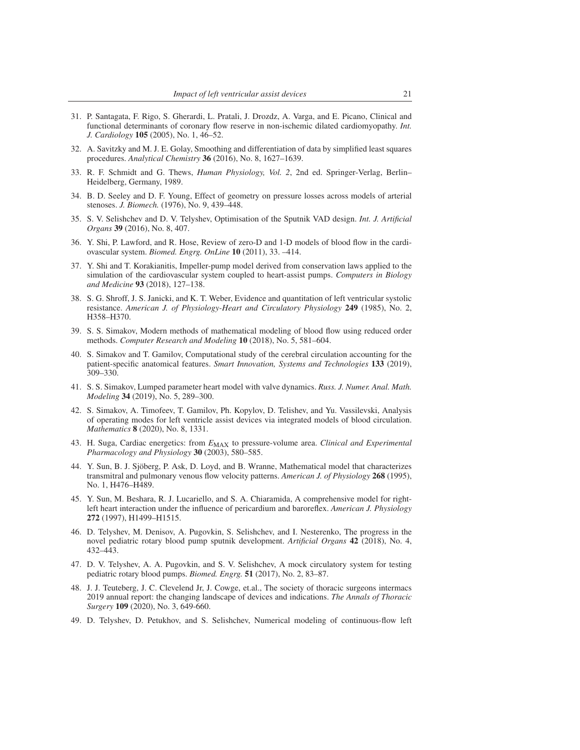31. P. Santagata, F. Rigo, S. Gherardi, L. Pratali, J. Drozdz, A. Varga, and E. Picano, Clinical and functional determinants of coronary flow reserve in non-ischemic dilated cardiomyopathy. *Int. J. Cardiology* **105** (2005), No. 1, 46–52.

32. A. Savitzky and M. J. E. Golay, Smoothing and differentiation of data by simplified least squares procedures. *Analytical Chemistry* **36** (2016), No. 8, 1627–1639.

33. R. F. Schmidt and G. Thews, *Human Physiology, Vol. 2*, 2nd ed. Springer-Verlag, Berlin–Heidelberg, Germany, 1989.

34. B. D. Seeley and D. F. Young, Effect of geometry on pressure losses across models of arterial stenoses. *J. Biomech.* (1976), No. 9, 439–448.

35. S. V. Selishchev and D. V. Telyshev, Optimisation of the Sputnik VAD design. *Int. J. Artificial Organs* **39** (2016), No. 8, 407.

36. Y. Shi, P. Lawford, and R. Hose, Review of zero-D and 1-D models of blood flow in the cardiovascular system. *Biomed. Engrg. OnLine* **10** (2011), 33. –414.

37. Y. Shi and T. Korakianitis, Impeller-pump model derived from conservation laws applied to the simulation of the cardiovascular system coupled to heart-assist pumps. *Computers in Biology and Medicine* **93** (2018), 127–138.

38. S. G. Shroff, J. S. Janicki, and K. T. Weber, Evidence and quantitation of left ventricular systolic resistance. *American J. of Physiology-Heart and Circulatory Physiology* **249** (1985), No. 2, H358–H370.

39. S. S. Simakov, Modern methods of mathematical modeling of blood flow using reduced order methods. *Computer Research and Modeling* **10** (2018), No. 5, 581–604.

40. S. Simakov and T. Gamilov, Computational study of the cerebral circulation accounting for the patient-specific anatomical features. *Smart Innovation, Systems and Technologies* **133** (2019), 309–330.

41. S. S. Simakov, Lumped parameter heart model with valve dynamics. *Russ. J. Numer. Anal. Math. Modeling* **34** (2019), No. 5, 289–300.

42. S. Simakov, A. Timofeev, T. Gamilov, Ph. Kopylov, D. Telishev, and Yu. Vassilevski, Analysis of operating modes for left ventricle assist devices via integrated models of blood circulation. *Mathematics* **8** (2020), No. 8, 1331.

43. H. Suga, Cardiac energetics: from $E_{\text{MAX}}$ to pressure-volume area. *Clinical and Experimental Pharmacology and Physiology* **30** (2003), 580–585.

44. Y. Sun, B. J. Sjöberg, P. Ask, D. Loyd, and B. Wranne, Mathematical model that characterizes transmitral and pulmonary venous flow velocity patterns. *American J. of Physiology* **268** (1995), No. 1, H476–H489.

45. Y. Sun, M. Beshara, R. J. Lucariello, and S. A. Chiaramida, A comprehensive model for right-left heart interaction under the influence of pericardium and baroreflex. *American J. Physiology* **272** (1997), H1499–H1515.

46. D. Telyshev, M. Denisov, A. Pugovkin, S. Selishchev, and I. Nesterenko, The progress in the novel pediatric rotary blood pump sputnik development. *Artificial Organs* **42** (2018), No. 4, 432–443.

47. D. V. Telyshev, A. A. Pugovkin, and S. V. Selishchev, A mock circulatory system for testing pediatric rotary blood pumps. *Biomed. Engrg.* **51** (2017), No. 2, 83–87.

48. J. J. Teuteberg, J. C. Clevelend Jr, J. Cowge, et.al., The society of thoracic surgeons intermacs 2019 annual report: the changing landscape of devices and indications. *The Annals of Thoracic Surgery* **109** (2020), No. 3, 649-660.

49. D. Telyshev, D. Petukhov, and S. Selishchev, Numerical modeling of continuous-flow left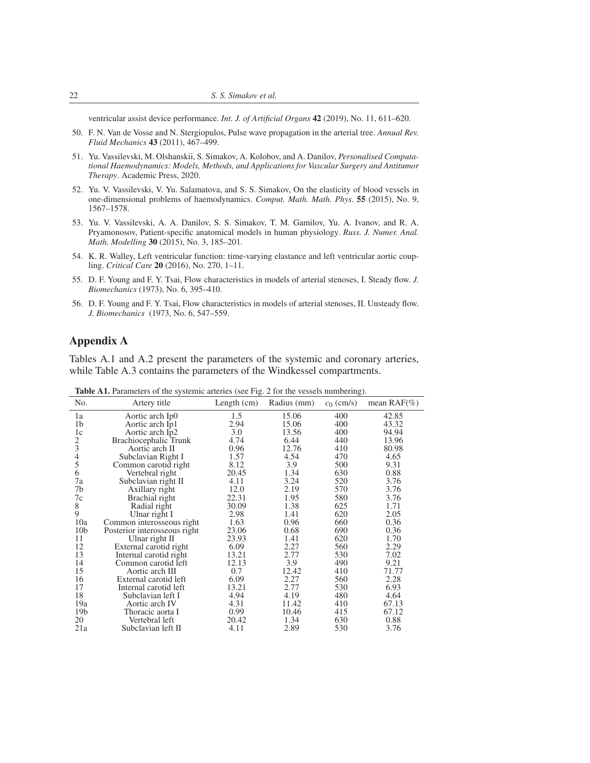ventricular assist device performance. *Int. J. of Artificial Organs* **42** (2019), No. 11, 611–620.

50. F. N. Van de Vosse and N. Stergiopulos, Pulse wave propagation in the arterial tree. *Annual Rev. Fluid Mechanics* **43** (2011), 467–499.

51. Yu. Vassilevski, M. Olshanskii, S. Simakov, A. Kolobov, and A. Danilov, *Personalised Computational Haemodynamics: Models, Methods, and Applications for Vascular Surgery and Antitumor Therapy*. Academic Press, 2020.

52. Yu. V. Vassilevski, V. Yu. Salamatova, and S. S. Simakov, On the elasticity of blood vessels in one-dimensional problems of haemodynamics. *Comput. Math. Math. Phys.* **55** (2015), No. 9, 1567–1578.

53. Yu. V. Vassilevski, A. A. Danilov, S. S. Simakov, T. M. Gamilov, Yu. A. Ivanov, and R. A. Pryamonosov, Patient-specific anatomical models in human physiology. *Russ. J. Numer. Anal. Math. Modelling* **30** (2015), No. 3, 185–201.

54. K. R. Walley, Left ventricular function: time-varying elastance and left ventricular aortic coupling. *Critical Care* **20** (2016), No. 270, 1–11.

55. D. F. Young and F. Y. Tsai, Flow characteristics in models of arterial stenoses, I. Steady flow. *J. Biomechanics* (1973), No. 6, 395–410.

56. D. F. Young and F. Y. Tsai, Flow characteristics in models of arterial stenoses, II. Unsteady flow. *J. Biomechanics* (1973, No. 6, 547–559.

## Appendix A

Tables A.1 and A.2 present the parameters of the systemic and coronary arteries, while Table A.3 contains the parameters of the Windkessel compartments.

**Table A1.** Parameters of the systemic arteries (see Fig. 2 for the vessels numbering).

| No. | Artery title | Length (cm) | Radius (mm) | $c_0$ (cm/s) | mean RAF(%) |
|---|---|---|---|---|---|
| 1a | Aortic arch Ip0 | 1.5 | 15.06 | 400 | 42.85 |
| 1b | Aortic arch Ip1 | 2.94 | 15.06 | 400 | 43.32 |
| 1c | Aortic arch Ip2 | 3.0 | 13.56 | 400 | 94.94 |
| 2 | Brachiocephalic Trunk | 4.74 | 6.44 | 440 | 13.96 |
| 3 | Aortic arch II | 0.96 | 12.76 | 410 | 80.98 |
| 4 | Subclavian Right I | 1.57 | 4.54 | 470 | 4.65 |
| 5 | Common carotid right | 8.12 | 3.9 | 500 | 9.31 |
| 6 | Vertebral right | 20.45 | 1.34 | 630 | 0.88 |
| 7a | Subclavian right II | 4.11 | 3.24 | 520 | 3.76 |
| 7b | Axillary right | 12.0 | 2.19 | 570 | 3.76 |
| 7c | Brachial right | 22.31 | 1.95 | 580 | 3.76 |
| 8 | Radial right | 30.09 | 1.38 | 625 | 1.71 |
| 9 | Ulnar right I | 2.98 | 1.41 | 620 | 2.05 |
| 10a | Common interosseous right | 1.63 | 0.96 | 660 | 0.36 |
| 10b | Posterior interosseous right | 23.06 | 0.68 | 690 | 0.36 |
| 11 | Ulnar right II | 23.93 | 1.41 | 620 | 1.70 |
| 12 | External carotid right | 6.09 | 2.27 | 560 | 2.29 |
| 13 | Internal carotid right | 13.21 | 2.77 | 530 | 7.02 |
| 14 | Common carotid left | 12.13 | 3.9 | 490 | 9.21 |
| 15 | Aortic arch III | 0.7 | 12.42 | 410 | 71.77 |
| 16 | External carotid left | 6.09 | 2.27 | 560 | 2.28 |
| 17 | Internal carotid left | 13.21 | 2.77 | 530 | 6.93 |
| 18 | Subclavian left I | 4.94 | 4.19 | 480 | 4.64 |
| 19a | Aortic arch IV | 4.31 | 11.42 | 410 | 67.13 |
| 19b | Thoracic aorta I | 0.99 | 10.46 | 415 | 67.12 |
| 20 | Vertebral left | 20.42 | 1.34 | 630 | 0.88 |
| 21a | Subclavian left II | 4.11 | 2.89 | 530 | 3.76 |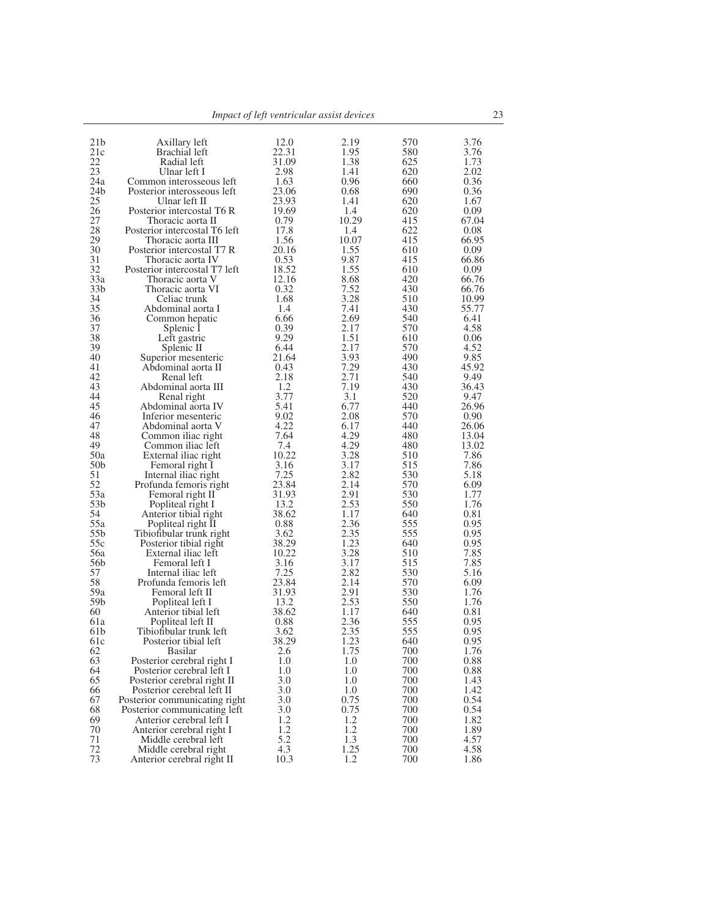| | | | | | |
|---|---|---|---|---|---|
| 21b | Axillary left | 12.0 | 2.19 | 570 | 3.76 |
| 21c | Brachial left | 22.31 | 1.95 | 580 | 3.76 |
| 22 | Radial left | 31.09 | 1.38 | 625 | 1.73 |
| 23 | Ulnar left I | 2.98 | 1.41 | 620 | 2.02 |
| 24a | Common interosseous left | 1.63 | 0.96 | 660 | 0.36 |
| 24b | Posterior interosseous left | 23.06 | 0.68 | 690 | 0.36 |
| 25 | Ulnar left II | 23.93 | 1.41 | 620 | 1.67 |
| 26 | Posterior intercostal T6 R | 19.69 | 1.4 | 620 | 0.09 |
| 27 | Thoracic aorta II | 0.79 | 10.29 | 415 | 67.04 |
| 28 | Posterior intercostal T6 left | 17.8 | 1.4 | 622 | 0.08 |
| 29 | Thoracic aorta III | 1.56 | 10.07 | 415 | 66.95 |
| 30 | Posterior intercostal T7 R | 20.16 | 1.55 | 610 | 0.09 |
| 31 | Thoracic aorta IV | 0.53 | 9.87 | 415 | 66.86 |
| 32 | Posterior intercostal T7 left | 18.52 | 1.55 | 610 | 0.09 |
| 33a | Thoracic aorta V | 12.16 | 8.68 | 420 | 66.76 |
| 33b | Thoracic aorta VI | 0.32 | 7.52 | 430 | 66.76 |
| 34 | Celiac trunk | 1.68 | 3.28 | 510 | 10.99 |
| 35 | Abdominal aorta I | 1.4 | 7.41 | 430 | 55.77 |
| 36 | Common hepatic | 6.66 | 2.69 | 540 | 6.41 |
| 37 | Splenic I | 0.39 | 2.17 | 570 | 4.58 |
| 38 | Left gastric | 9.29 | 1.51 | 610 | 0.06 |
| 39 | Splenic II | 6.44 | 2.17 | 570 | 4.52 |
| 40 | Superior mesenteric | 21.64 | 3.93 | 490 | 9.85 |
| 41 | Abdominal aorta II | 0.43 | 7.29 | 430 | 45.92 |
| 42 | Renal left | 2.18 | 2.71 | 540 | 9.49 |
| 43 | Abdominal aorta III | 1.2 | 7.19 | 430 | 36.43 |
| 44 | Renal right | 3.77 | 3.1 | 520 | 9.47 |
| 45 | Abdominal aorta IV | 5.41 | 6.77 | 440 | 26.96 |
| 46 | Inferior mesenteric | 9.02 | 2.08 | 570 | 0.90 |
| 47 | Abdominal aorta V | 4.22 | 6.17 | 440 | 26.06 |
| 48 | Common iliac right | 7.64 | 4.29 | 480 | 13.04 |
| 49 | Common iliac left | 7.4 | 4.29 | 480 | 13.02 |
| 50a | External iliac right | 10.22 | 3.28 | 510 | 7.86 |
| 50b | Femoral right I | 3.16 | 3.17 | 515 | 7.86 |
| 51 | Internal iliac right | 7.25 | 2.82 | 530 | 5.18 |
| 52 | Profunda femoris right | 23.84 | 2.14 | 570 | 6.09 |
| 53a | Femoral right II | 31.93 | 2.91 | 530 | 1.77 |
| 53b | Popliteal right I | 13.2 | 2.53 | 550 | 1.76 |
| 54 | Anterior tibial right | 38.62 | 1.17 | 640 | 0.81 |
| 55a | Popliteal right II | 0.88 | 2.36 | 555 | 0.95 |
| 55b | Tibiofibular trunk right | 3.62 | 2.35 | 555 | 0.95 |
| 55c | Posterior tibial right | 38.29 | 1.23 | 640 | 0.95 |
| 56a | External iliac left | 10.22 | 3.28 | 510 | 7.85 |
| 56b | Femoral left I | 3.16 | 3.17 | 515 | 7.85 |
| 57 | Internal iliac left | 7.25 | 2.82 | 530 | 5.16 |
| 58 | Profunda femoris left | 23.84 | 2.14 | 570 | 6.09 |
| 59a | Femoral left II | 31.93 | 2.91 | 530 | 1.76 |
| 59b | Popliteal left I | 13.2 | 2.53 | 550 | 1.76 |
| 60 | Anterior tibial left | 38.62 | 1.17 | 640 | 0.81 |
| 61a | Popliteal left II | 0.88 | 2.36 | 555 | 0.95 |
| 61b | Tibiofibular trunk left | 3.62 | 2.35 | 555 | 0.95 |
| 61c | Posterior tibial left | 38.29 | 1.23 | 640 | 0.95 |
| 62 | Basilar | 2.6 | 1.75 | 700 | 1.76 |
| 63 | Posterior cerebral right I | 1.0 | 1.0 | 700 | 0.88 |
| 64 | Posterior cerebral left I | 1.0 | 1.0 | 700 | 0.88 |
| 65 | Posterior cerebral right II | 3.0 | 1.0 | 700 | 1.43 |
| 66 | Posterior cerebral left II | 3.0 | 1.0 | 700 | 1.42 |
| 67 | Posterior communicating right | 3.0 | 0.75 | 700 | 0.54 |
| 68 | Posterior communicating left | 3.0 | 0.75 | 700 | 0.54 |
| 69 | Anterior cerebral left I | 1.2 | 1.2 | 700 | 1.82 |
| 70 | Anterior cerebral right I | 1.2 | 1.2 | 700 | 1.89 |
| 71 | Middle cerebral left | 5.2 | 1.3 | 700 | 4.57 |
| 72 | Middle cerebral right | 4.3 | 1.25 | 700 | 4.58 |
| 73 | Anterior cerebral right II | 10.3 | 1.2 | 700 | 1.86 |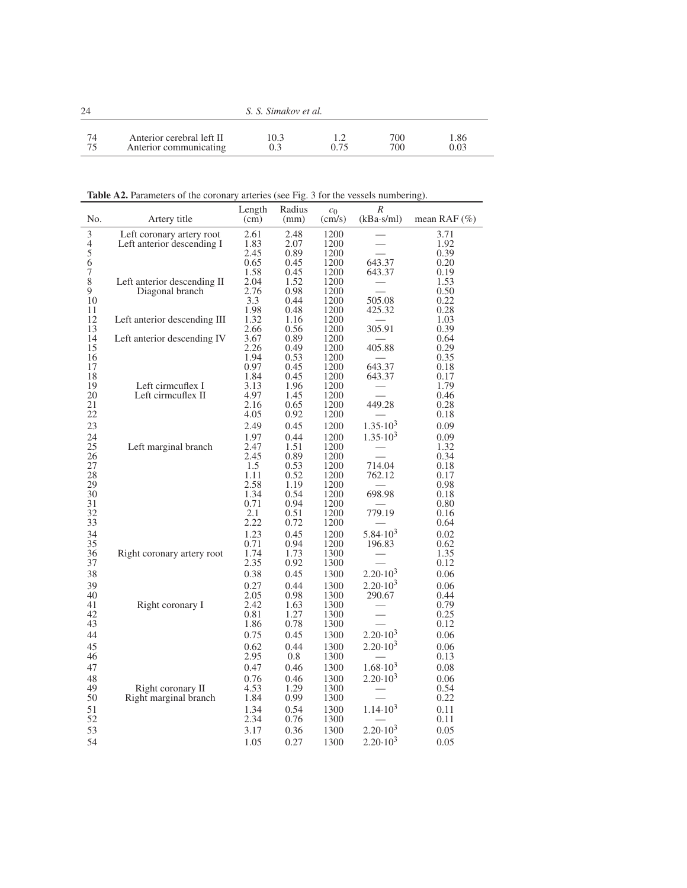| | | | | | |
|---|---|---|---|---|---|
| 74 | Anterior cerebral left II | 10.3 | 1.2 | 700 | 1.86 |
| 75 | Anterior communicating | 0.3 | 0.75 | 700 | 0.03 |

**Table A2.** Parameters of the coronary arteries (see Fig. 3 for the vessels numbering).

| No. | Artery title | Length (cm) | Radius (mm) | $c_0$ (cm/s) | $R$ (kBa·s/ml) | mean RAF (%) |
|---|---|---|---|---|---|---|
| 3 | Left coronary artery root | 2.61 | 2.48 | 1200 | — | 3.71 |
| 4 | Left anterior descending I | 1.83 | 2.07 | 1200 | — | 1.92 |
| 5 | | 2.45 | 0.89 | 1200 | — | 0.39 |
| 6 | | 0.65 | 0.45 | 1200 | 643.37 | 0.20 |
| 7 | | 1.58 | 0.45 | 1200 | 643.37 | 0.19 |
| 8 | Left anterior descending II | 2.04 | 1.52 | 1200 | — | 1.53 |
| 9 | Diagonal branch | 2.76 | 0.98 | 1200 | — | 0.50 |
| 10 | | 3.3 | 0.44 | 1200 | 505.08 | 0.22 |
| 11 | | 1.98 | 0.48 | 1200 | 425.32 | 0.28 |
| 12 | Left anterior descending III | 1.32 | 1.16 | 1200 | — | 1.03 |
| 13 | | 2.66 | 0.56 | 1200 | 305.91 | 0.39 |
| 14 | Left anterior descending IV | 3.67 | 0.89 | 1200 | — | 0.64 |
| 15 | | 2.26 | 0.49 | 1200 | 405.88 | 0.29 |
| 16 | | 1.94 | 0.53 | 1200 | — | 0.35 |
| 17 | | 0.97 | 0.45 | 1200 | 643.37 | 0.18 |
| 18 | | 1.84 | 0.45 | 1200 | 643.37 | 0.17 |
| 19 | Left cirmcuflex I | 3.13 | 1.96 | 1200 | — | 1.79 |
| 20 | Left cirmcuflex II | 4.97 | 1.45 | 1200 | — | 0.46 |
| 21 | | 2.16 | 0.65 | 1200 | 449.28 | 0.28 |
| 22 | | 4.05 | 0.92 | 1200 | — | 0.18 |
| 23 | | 2.49 | 0.45 | 1200 | $1.35{\cdot}10^3$ | 0.09 |
| 24 | | 1.97 | 0.44 | 1200 | $1.35{\cdot}10^3$ | 0.09 |
| 25 | Left marginal branch | 2.47 | 1.51 | 1200 | — | 1.32 |
| 26 | | 2.45 | 0.89 | 1200 | — | 0.34 |
| 27 | | 1.5 | 0.53 | 1200 | 714.04 | 0.18 |
| 28 | | 1.11 | 0.52 | 1200 | 762.12 | 0.17 |
| 29 | | 2.58 | 1.19 | 1200 | — | 0.98 |
| 30 | | 1.34 | 0.54 | 1200 | 698.98 | 0.18 |
| 31 | | 0.71 | 0.94 | 1200 | — | 0.80 |
| 32 | | 2.1 | 0.51 | 1200 | 779.19 | 0.16 |
| 33 | | 2.22 | 0.72 | 1200 | — | 0.64 |
| 34 | | 1.23 | 0.45 | 1200 | $5.84{\cdot}10^3$ | 0.02 |
| 35 | | 0.71 | 0.94 | 1200 | 196.83 | 0.62 |
| 36 | Right coronary artery root | 1.74 | 1.73 | 1300 | — | 1.35 |
| 37 | | 2.35 | 0.92 | 1300 | — | 0.12 |
| 38 | | 0.38 | 0.45 | 1300 | $2.20{\cdot}10^3$ | 0.06 |
| 39 | | 0.27 | 0.44 | 1300 | $2.20{\cdot}10^3$ | 0.06 |
| 40 | | 2.05 | 0.98 | 1300 | 290.67 | 0.44 |
| 41 | Right coronary I | 2.42 | 1.63 | 1300 | — | 0.79 |
| 42 | | 0.81 | 1.27 | 1300 | — | 0.25 |
| 43 | | 1.86 | 0.78 | 1300 | — | 0.12 |
| 44 | | 0.75 | 0.45 | 1300 | $2.20{\cdot}10^3$ | 0.06 |
| 45 | | 0.62 | 0.44 | 1300 | $2.20{\cdot}10^3$ | 0.06 |
| 46 | | 2.95 | 0.8 | 1300 | — | 0.13 |
| 47 | | 0.47 | 0.46 | 1300 | $1.68{\cdot}10^3$ | 0.08 |
| 48 | | 0.76 | 0.46 | 1300 | $2.20{\cdot}10^3$ | 0.06 |
| 49 | Right coronary II | 4.53 | 1.29 | 1300 | — | 0.54 |
| 50 | Right marginal branch | 1.84 | 0.99 | 1300 | — | 0.22 |
| 51 | | 1.34 | 0.54 | 1300 | $1.14{\cdot}10^3$ | 0.11 |
| 52 | | 2.34 | 0.76 | 1300 | — | 0.11 |
| 53 | | 3.17 | 0.36 | 1300 | $2.20{\cdot}10^3$ | 0.05 |
| 54 | | 1.05 | 0.27 | 1300 | $2.20{\cdot}10^3$ | 0.05 |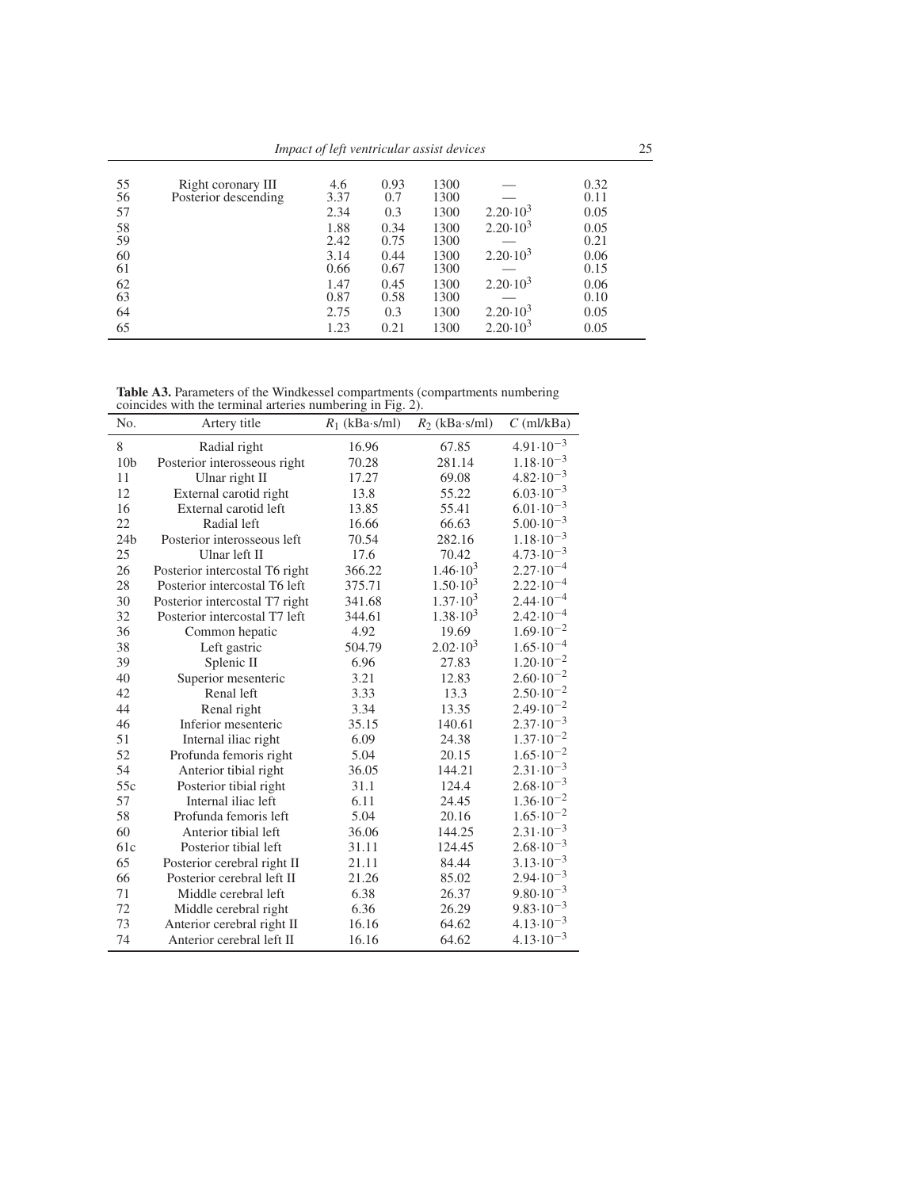| | | | | | | |
|---|---|---|---|---|---|---|
| 55 | Right coronary III | 4.6 | 0.93 | 1300 | — | 0.32 |
| 56 | Posterior descending | 3.37 | 0.7 | 1300 | — | 0.11 |
| 57 | | 2.34 | 0.3 | 1300 | $2.20{\cdot}10^3$ | 0.05 |
| 58 | | 1.88 | 0.34 | 1300 | $2.20{\cdot}10^3$ | 0.05 |
| 59 | | 2.42 | 0.75 | 1300 | — | 0.21 |
| 60 | | 3.14 | 0.44 | 1300 | $2.20{\cdot}10^3$ | 0.06 |
| 61 | | 0.66 | 0.67 | 1300 | — | 0.15 |
| 62 | | 1.47 | 0.45 | 1300 | $2.20{\cdot}10^3$ | 0.06 |
| 63 | | 0.87 | 0.58 | 1300 | — | 0.10 |
| 64 | | 2.75 | 0.3 | 1300 | $2.20{\cdot}10^3$ | 0.05 |
| 65 | | 1.23 | 0.21 | 1300 | $2.20{\cdot}10^3$ | 0.05 |

**Table A3.** Parameters of the Windkessel compartments (compartments numbering coincides with the terminal arteries numbering in Fig. 2).

| No. | Artery title | $R_1$ (kBa·s/ml) | $R_2$ (kBa·s/ml) | $C$ (ml/kBa) |
|---|---|---|---|---|
| 8 | Radial right | 16.96 | 67.85 | $4.91{\cdot}10^{-3}$ |
| 10b | Posterior interosseous right | 70.28 | 281.14 | $1.18{\cdot}10^{-3}$ |
| 11 | Ulnar right II | 17.27 | 69.08 | $4.82{\cdot}10^{-3}$ |
| 12 | External carotid right | 13.8 | 55.22 | $6.03{\cdot}10^{-3}$ |
| 16 | External carotid left | 13.85 | 55.41 | $6.01{\cdot}10^{-3}$ |
| 22 | Radial left | 16.66 | 66.63 | $5.00{\cdot}10^{-3}$ |
| 24b | Posterior interosseous left | 70.54 | 282.16 | $1.18{\cdot}10^{-3}$ |
| 25 | Ulnar left II | 17.6 | 70.42 | $4.73{\cdot}10^{-3}$ |
| 26 | Posterior intercostal T6 right | 366.22 | $1.46{\cdot}10^3$ | $2.27{\cdot}10^{-4}$ |
| 28 | Posterior intercostal T6 left | 375.71 | $1.50{\cdot}10^3$ | $2.22{\cdot}10^{-4}$ |
| 30 | Posterior intercostal T7 right | 341.68 | $1.37{\cdot}10^3$ | $2.44{\cdot}10^{-4}$ |
| 32 | Posterior intercostal T7 left | 344.61 | $1.38{\cdot}10^3$ | $2.42{\cdot}10^{-4}$ |
| 36 | Common hepatic | 4.92 | 19.69 | $1.69{\cdot}10^{-2}$ |
| 38 | Left gastric | 504.79 | $2.02{\cdot}10^3$ | $1.65{\cdot}10^{-4}$ |
| 39 | Splenic II | 6.96 | 27.83 | $1.20{\cdot}10^{-2}$ |
| 40 | Superior mesenteric | 3.21 | 12.83 | $2.60{\cdot}10^{-2}$ |
| 42 | Renal left | 3.33 | 13.3 | $2.50{\cdot}10^{-2}$ |
| 44 | Renal right | 3.34 | 13.35 | $2.49{\cdot}10^{-2}$ |
| 46 | Inferior mesenteric | 35.15 | 140.61 | $2.37{\cdot}10^{-3}$ |
| 51 | Internal iliac right | 6.09 | 24.38 | $1.37{\cdot}10^{-2}$ |
| 52 | Profunda femoris right | 5.04 | 20.15 | $1.65{\cdot}10^{-2}$ |
| 54 | Anterior tibial right | 36.05 | 144.21 | $2.31{\cdot}10^{-3}$ |
| 55c | Posterior tibial right | 31.1 | 124.4 | $2.68{\cdot}10^{-3}$ |
| 57 | Internal iliac left | 6.11 | 24.45 | $1.36{\cdot}10^{-2}$ |
| 58 | Profunda femoris left | 5.04 | 20.16 | $1.65{\cdot}10^{-2}$ |
| 60 | Anterior tibial left | 36.06 | 144.25 | $2.31{\cdot}10^{-3}$ |
| 61c | Posterior tibial left | 31.11 | 124.45 | $2.68{\cdot}10^{-3}$ |
| 65 | Posterior cerebral right II | 21.11 | 84.44 | $3.13{\cdot}10^{-3}$ |
| 66 | Posterior cerebral left II | 21.26 | 85.02 | $2.94{\cdot}10^{-3}$ |
| 71 | Middle cerebral left | 6.38 | 26.37 | $9.80{\cdot}10^{-3}$ |
| 72 | Middle cerebral right | 6.36 | 26.29 | $9.83{\cdot}10^{-3}$ |
| 73 | Anterior cerebral right II | 16.16 | 64.62 | $4.13{\cdot}10^{-3}$ |
| 74 | Anterior cerebral left II | 16.16 | 64.62 | $4.13{\cdot}10^{-3}$ |